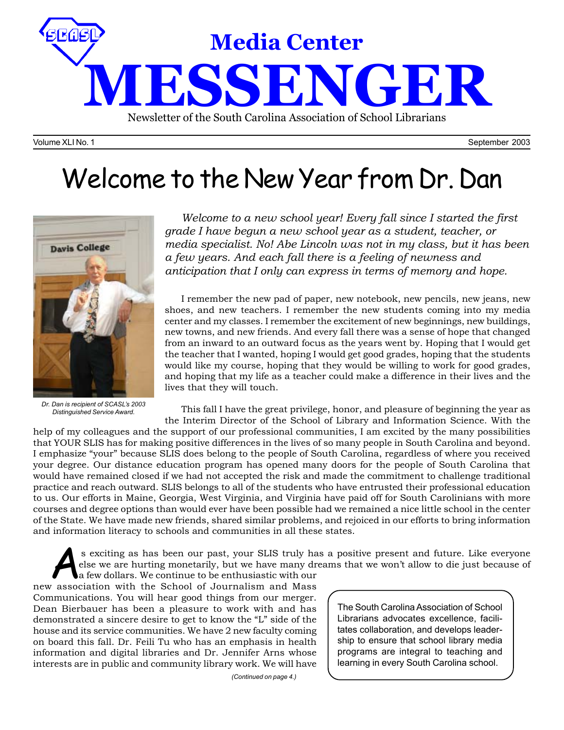# Media Center MESSENGER

Newsletter of the South Carolina Association of School Librarians

Volume XLI No. 1 September 2003

# Welcome to the New Year from Dr. Dan

Dr. Dan is recipient of SCASL's 2003 Distinguished Service Award.

*Welcome to a new school year! Every fall since I started the first grade I have begun a new school year as a student, teacher, or media specialist. No! Abe Lincoln was not in my class, but it has been a few years. And each fall there is a feeling of newness and anticipation that I only can express in terms of memory and hope.*

I remember the new pad of paper, new notebook, new pencils, new jeans, new shoes, and new teachers. I remember the new students coming into my media center and my classes. I remember the excitement of new beginnings, new buildings, new towns, and new friends. And every fall there was a sense of hope that changed from an inward to an outward focus as the years went by. Hoping that I would get the teacher that I wanted, hoping I would get good grades, hoping that the students would like my course, hoping that they would be willing to work for good grades, and hoping that my life as a teacher could make a difference in their lives and the lives that they will touch.

This fall I have the great privilege, honor, and pleasure of beginning the year as the Interim Director of the School of Library and Information Science. With the help of my colleagues and the support of our professional communities, I am excited by the many possibilities that YOUR SLIS has for making positive differences in the lives of so many people in South Carolina and beyond. I emphasize "your" because SLIS does belong to the people of South Carolina, regardless of where you received your degree. Our distance education program has opened many doors for the people of South Carolina that would have remained closed if we had not accepted the risk and made the commitment to challenge traditional practice and reach outward. SLIS belongs to all of the students who have entrusted their professional education to us. Our efforts in Maine, Georgia, West Virginia, and Virginia have paid off for South Carolinians with more courses and degree options than would ever have been possible had we remained a nice little school in the center of the State. We have made new friends, shared similar problems, and rejoiced in our efforts to bring information and information literacy to schools and communities in all these states.

As exciting as has been our past, your SLIS truly has a positive present and future. Like everyone else we are hurting monetarily, but we have many dreams that we won't allow to die just because of a few dollars. We continue to be enthusiastic with our new association with the School of Journalism and Mass Communications. You will hear good things from our merger. Dean Bierbauer has been a pleasure to work with and has demonstrated a sincere desire to get to know the "L" side of the house and its service communities. We have 2 new faculty coming on board this fall. Dr. Feili Tu who has an emphasis in health information and digital libraries and Dr. Jennifer Arns whose interests are in public and community library work. We will have

*(Continued on page 4.)*

The South Carolina Association of School Librarians advocates excellence, facilitates collaboration, and develops leadership to ensure that school library media programs are integral to teaching and learning in every South Carolina school.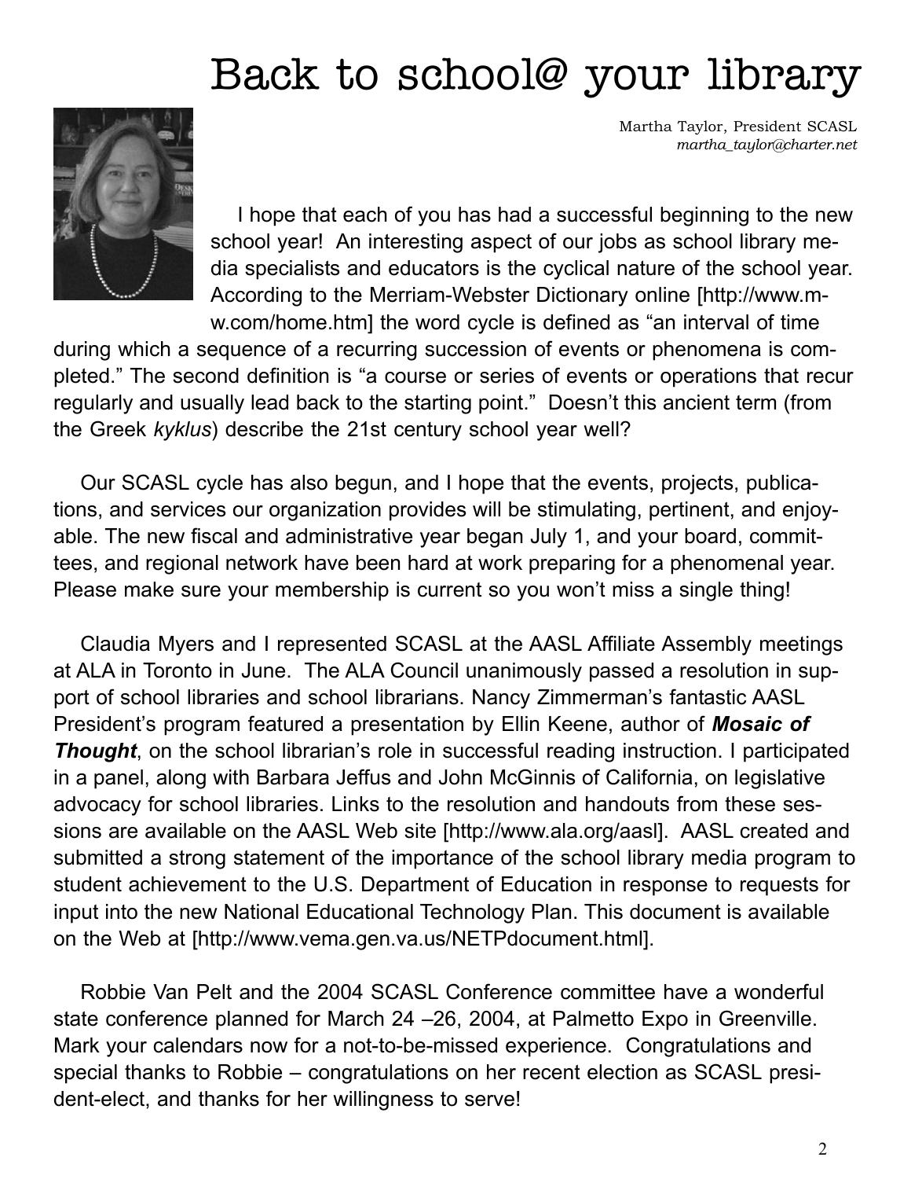# Back to school@ your library

Martha Taylor, President SCASL
*martha_taylor@charter.net*

I hope that each of you has had a successful beginning to the new school year! An interesting aspect of our jobs as school library media specialists and educators is the cyclical nature of the school year. According to the Merriam-Webster Dictionary online [http://www.m-w.com/home.htm] the word cycle is defined as "an interval of time during which a sequence of a recurring succession of events or phenomena is completed." The second definition is "a course or series of events or operations that recur regularly and usually lead back to the starting point." Doesn't this ancient term (from the Greek *kyklus*) describe the 21st century school year well?

Our SCASL cycle has also begun, and I hope that the events, projects, publications, and services our organization provides will be stimulating, pertinent, and enjoyable. The new fiscal and administrative year began July 1, and your board, committees, and regional network have been hard at work preparing for a phenomenal year. Please make sure your membership is current so you won't miss a single thing!

Claudia Myers and I represented SCASL at the AASL Affiliate Assembly meetings at ALA in Toronto in June. The ALA Council unanimously passed a resolution in support of school libraries and school librarians. Nancy Zimmerman's fantastic AASL President's program featured a presentation by Ellin Keene, author of ***Mosaic of Thought***, on the school librarian's role in successful reading instruction. I participated in a panel, along with Barbara Jeffus and John McGinnis of California, on legislative advocacy for school libraries. Links to the resolution and handouts from these sessions are available on the AASL Web site [http://www.ala.org/aasl]. AASL created and submitted a strong statement of the importance of the school library media program to student achievement to the U.S. Department of Education in response to requests for input into the new National Educational Technology Plan. This document is available on the Web at [http://www.vema.gen.va.us/NETPdocument.html].

Robbie Van Pelt and the 2004 SCASL Conference committee have a wonderful state conference planned for March 24 –26, 2004, at Palmetto Expo in Greenville. Mark your calendars now for a not-to-be-missed experience. Congratulations and special thanks to Robbie – congratulations on her recent election as SCASL president-elect, and thanks for her willingness to serve!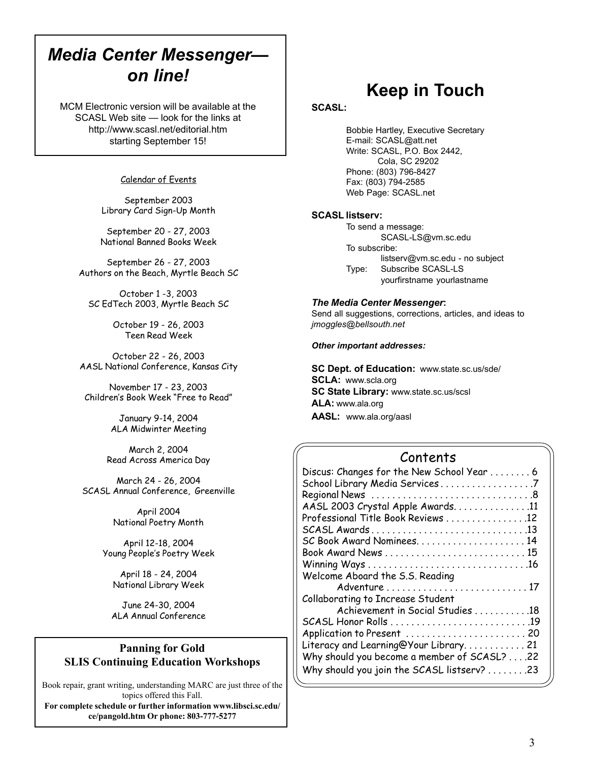## *Media Center Messenger— on line!*

MCM Electronic version will be available at the SCASL Web site — look for the links at http://www.scasl.net/editorial.htm starting September 15!

Calendar of Events

September 2003
Library Card Sign-Up Month

September 20 - 27, 2003
National Banned Books Week

September 26 - 27, 2003
Authors on the Beach, Myrtle Beach SC

October 1 -3, 2003
SC EdTech 2003, Myrtle Beach SC

October 19 - 26, 2003
Teen Read Week

October 22 - 26, 2003
AASL National Conference, Kansas City

November 17 - 23, 2003
Children's Book Week "Free to Read"

January 9-14, 2004
ALA Midwinter Meeting

March 2, 2004
Read Across America Day

March 24 - 26, 2004
SCASL Annual Conference, Greenville

April 2004
National Poetry Month

April 12-18, 2004
Young People's Poetry Week

April 18 - 24, 2004
National Library Week

June 24-30, 2004
ALA Annual Conference

### Panning for Gold
### SLIS Continuing Education Workshops

Book repair, grant writing, understanding MARC are just three of the topics offered this Fall.
**For complete schedule or further information www.libsci.sc.edu/ce/pangold.htm Or phone: 803-777-5277**

# Keep in Touch

**SCASL:**

Bobbie Hartley, Executive Secretary
E-mail: SCASL@att.net
Write: SCASL, P.O. Box 2442,
Cola, SC 29202
Phone: (803) 796-8427
Fax: (803) 794-2585
Web Page: SCASL.net

**SCASL listserv:**

To send a message:
SCASL-LS@vm.sc.edu
To subscribe:
listserv@vm.sc.edu - no subject
Type: Subscribe SCASL-LS
yourfirstname yourlastname

***The Media Center Messenger*:**
Send all suggestions, corrections, articles, and ideas to *jmoggles@bellsouth.net*

***Other important addresses:***

**SC Dept. of Education:** www.state.sc.us/sde/
**SCLA:** www.scla.org
**SC State Library:** www.state.sc.us/scsl
**ALA:** www.ala.org
**AASL:** www.ala.org/aasl

## Contents

Discus: Changes for the New School Year . . . . . . . . 6
School Library Media Services . . . . . . . . . . . . . . . . . .7
Regional News . . . . . . . . . . . . . . . . . . . . . . . . . . . . . . .8
AASL 2003 Crystal Apple Awards. . . . . . . . . . . . . . .11
Professional Title Book Reviews . . . . . . . . . . . . . . . .12
SCASL Awards . . . . . . . . . . . . . . . . . . . . . . . . . . . . . .13
SC Book Award Nominees. . . . . . . . . . . . . . . . . . . . 14
Book Award News . . . . . . . . . . . . . . . . . . . . . . . . . . 15
Winning Ways . . . . . . . . . . . . . . . . . . . . . . . . . . . . . .16
Welcome Aboard the S.S. Reading Adventure . . . . . . . . . . . . . . . . . . . . . . . . . . . 17
Collaborating to Increase Student Achievement in Social Studies . . . . . . . . . . .18
SCASL Honor Rolls . . . . . . . . . . . . . . . . . . . . . . . . . .19
Application to Present . . . . . . . . . . . . . . . . . . . . . . . 20
Literacy and Learning@Your Library. . . . . . . . . . . . 21
Why should you become a member of SCASL? . . . .22
Why should you join the SCASL listserv? . . . . . . . .23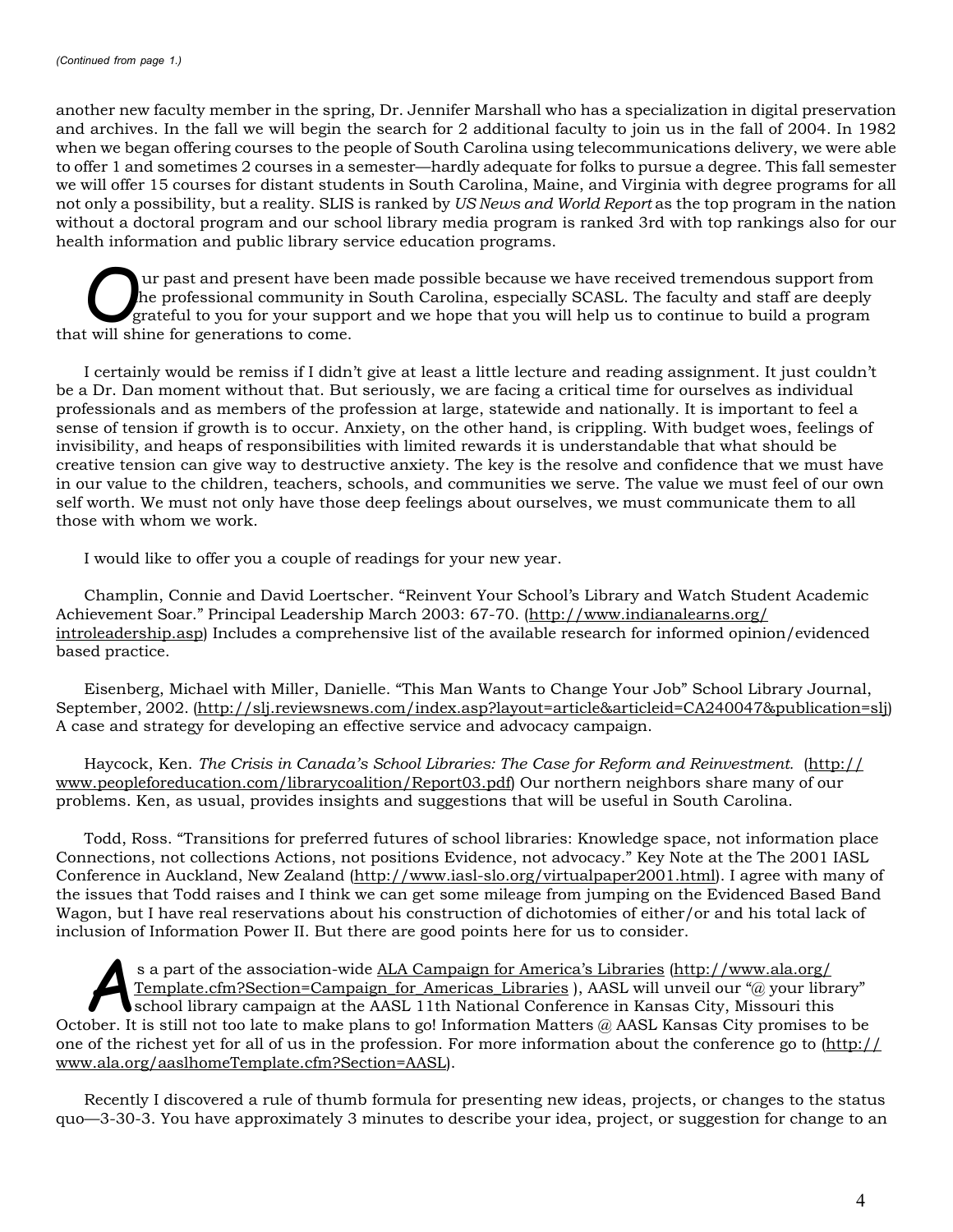*(Continued from page 1.)*

another new faculty member in the spring, Dr. Jennifer Marshall who has a specialization in digital preservation and archives. In the fall we will begin the search for 2 additional faculty to join us in the fall of 2004. In 1982 when we began offering courses to the people of South Carolina using telecommunications delivery, we were able to offer 1 and sometimes 2 courses in a semester—hardly adequate for folks to pursue a degree. This fall semester we will offer 15 courses for distant students in South Carolina, Maine, and Virginia with degree programs for all not only a possibility, but a reality. SLIS is ranked by *US News and World Report* as the top program in the nation without a doctoral program and our school library media program is ranked 3rd with top rankings also for our health information and public library service education programs.

Our past and present have been made possible because we have received tremendous support from the professional community in South Carolina, especially SCASL. The faculty and staff are deeply grateful to you for your support and we hope that you will help us to continue to build a program that will shine for generations to come.

I certainly would be remiss if I didn't give at least a little lecture and reading assignment. It just couldn't be a Dr. Dan moment without that. But seriously, we are facing a critical time for ourselves as individual professionals and as members of the profession at large, statewide and nationally. It is important to feel a sense of tension if growth is to occur. Anxiety, on the other hand, is crippling. With budget woes, feelings of invisibility, and heaps of responsibilities with limited rewards it is understandable that what should be creative tension can give way to destructive anxiety. The key is the resolve and confidence that we must have in our value to the children, teachers, schools, and communities we serve. The value we must feel of our own self worth. We must not only have those deep feelings about ourselves, we must communicate them to all those with whom we work.

I would like to offer you a couple of readings for your new year.

Champlin, Connie and David Loertscher. "Reinvent Your School's Library and Watch Student Academic Achievement Soar." Principal Leadership March 2003: 67-70. (http://www.indianalearns.org/introleadership.asp) Includes a comprehensive list of the available research for informed opinion/evidenced based practice.

Eisenberg, Michael with Miller, Danielle. "This Man Wants to Change Your Job" School Library Journal, September, 2002. (http://slj.reviewsnews.com/index.asp?layout=article&articleid=CA240047&publication=slj) A case and strategy for developing an effective service and advocacy campaign.

Haycock, Ken. *The Crisis in Canada's School Libraries: The Case for Reform and Reinvestment.* (http://www.peopleforeducation.com/librarycoalition/Report03.pdf) Our northern neighbors share many of our problems. Ken, as usual, provides insights and suggestions that will be useful in South Carolina.

Todd, Ross. "Transitions for preferred futures of school libraries: Knowledge space, not information place Connections, not collections Actions, not positions Evidence, not advocacy." Key Note at the The 2001 IASL Conference in Auckland, New Zealand (http://www.iasl-slo.org/virtualpaper2001.html). I agree with many of the issues that Todd raises and I think we can get some mileage from jumping on the Evidenced Based Band Wagon, but I have real reservations about his construction of dichotomies of either/or and his total lack of inclusion of Information Power II. But there are good points here for us to consider.

As a part of the association-wide ALA Campaign for America's Libraries (http://www.ala.org/Template.cfm?Section=Campaign_for_Americas_Libraries ), AASL will unveil our "@ your library" school library campaign at the AASL 11th National Conference in Kansas City, Missouri this October. It is still not too late to make plans to go! Information Matters @ AASL Kansas City promises to be one of the richest yet for all of us in the profession. For more information about the conference go to (http://www.ala.org/aaslhomeTemplate.cfm?Section=AASL).

Recently I discovered a rule of thumb formula for presenting new ideas, projects, or changes to the status quo—3-30-3. You have approximately 3 minutes to describe your idea, project, or suggestion for change to an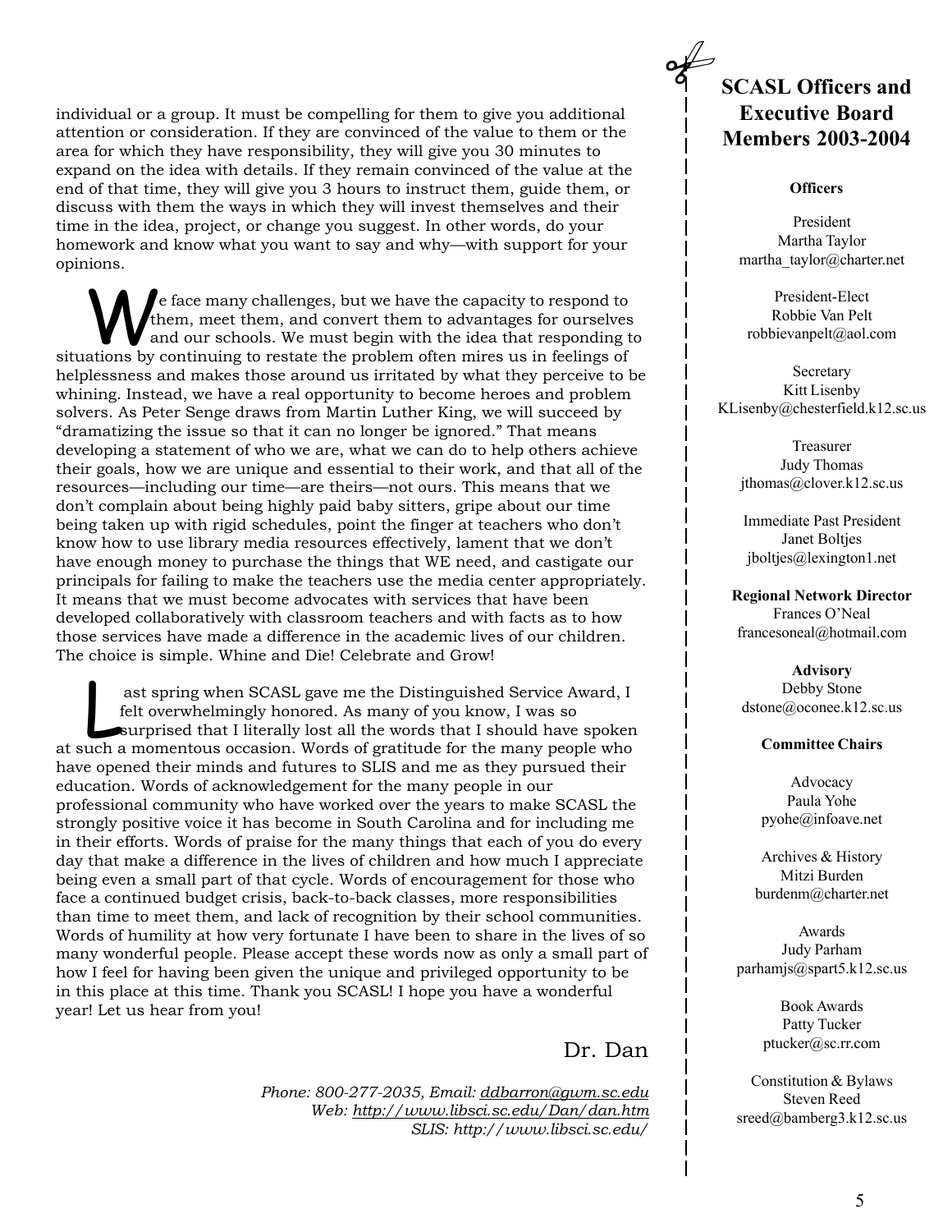individual or a group. It must be compelling for them to give you additional attention or consideration. If they are convinced of the value to them or the area for which they have responsibility, they will give you 30 minutes to expand on the idea with details. If they remain convinced of the value at the end of that time, they will give you 3 hours to instruct them, guide them, or discuss with them the ways in which they will invest themselves and their time in the idea, project, or change you suggest. In other words, do your homework and know what you want to say and why—with support for your opinions.

We face many challenges, but we have the capacity to respond to them, meet them, and convert them to advantages for ourselves and our schools. We must begin with the idea that responding to situations by continuing to restate the problem often mires us in feelings of helplessness and makes those around us irritated by what they perceive to be whining. Instead, we have a real opportunity to become heroes and problem solvers. As Peter Senge draws from Martin Luther King, we will succeed by "dramatizing the issue so that it can no longer be ignored." That means developing a statement of who we are, what we can do to help others achieve their goals, how we are unique and essential to their work, and that all of the resources—including our time—are theirs—not ours. This means that we don't complain about being highly paid baby sitters, gripe about our time being taken up with rigid schedules, point the finger at teachers who don't know how to use library media resources effectively, lament that we don't have enough money to purchase the things that WE need, and castigate our principals for failing to make the teachers use the media center appropriately. It means that we must become advocates with services that have been developed collaboratively with classroom teachers and with facts as to how those services have made a difference in the academic lives of our children. The choice is simple. Whine and Die! Celebrate and Grow!

Last spring when SCASL gave me the Distinguished Service Award, I felt overwhelmingly honored. As many of you know, I was so surprised that I literally lost all the words that I should have spoken at such a momentous occasion. Words of gratitude for the many people who have opened their minds and futures to SLIS and me as they pursued their education. Words of acknowledgement for the many people in our professional community who have worked over the years to make SCASL the strongly positive voice it has become in South Carolina and for including me in their efforts. Words of praise for the many things that each of you do every day that make a difference in the lives of children and how much I appreciate being even a small part of that cycle. Words of encouragement for those who face a continued budget crisis, back-to-back classes, more responsibilities than time to meet them, and lack of recognition by their school communities. Words of humility at how very fortunate I have been to share in the lives of so many wonderful people. Please accept these words now as only a small part of how I feel for having been given the unique and privileged opportunity to be in this place at this time. Thank you SCASL! I hope you have a wonderful year! Let us hear from you!

Dr. Dan

*Phone: 800-277-2035, Email: ddbarron@gwm.sc.edu*
*Web: http://www.libsci.sc.edu/Dan/dan.htm*
*SLIS: http://www.libsci.sc.edu/*

## SCASL Officers and Executive Board Members 2003-2004

**Officers**

President
Martha Taylor
martha_taylor@charter.net

President-Elect
Robbie Van Pelt
robbievanpelt@aol.com

Secretary
Kitt Lisenby
KLisenby@chesterfield.k12.sc.us

Treasurer
Judy Thomas
jthomas@clover.k12.sc.us

Immediate Past President
Janet Boltjes
jboltjes@lexington1.net

**Regional Network Director**
Frances O'Neal
francesoneal@hotmail.com

**Advisory**
Debby Stone
dstone@oconee.k12.sc.us

**Committee Chairs**

Advocacy
Paula Yohe
pyohe@infoave.net

Archives & History
Mitzi Burden
burdenm@charter.net

Awards
Judy Parham
parhamjs@spart5.k12.sc.us

Book Awards
Patty Tucker
ptucker@sc.rr.com

Constitution & Bylaws
Steven Reed
sreed@bamberg3.k12.sc.us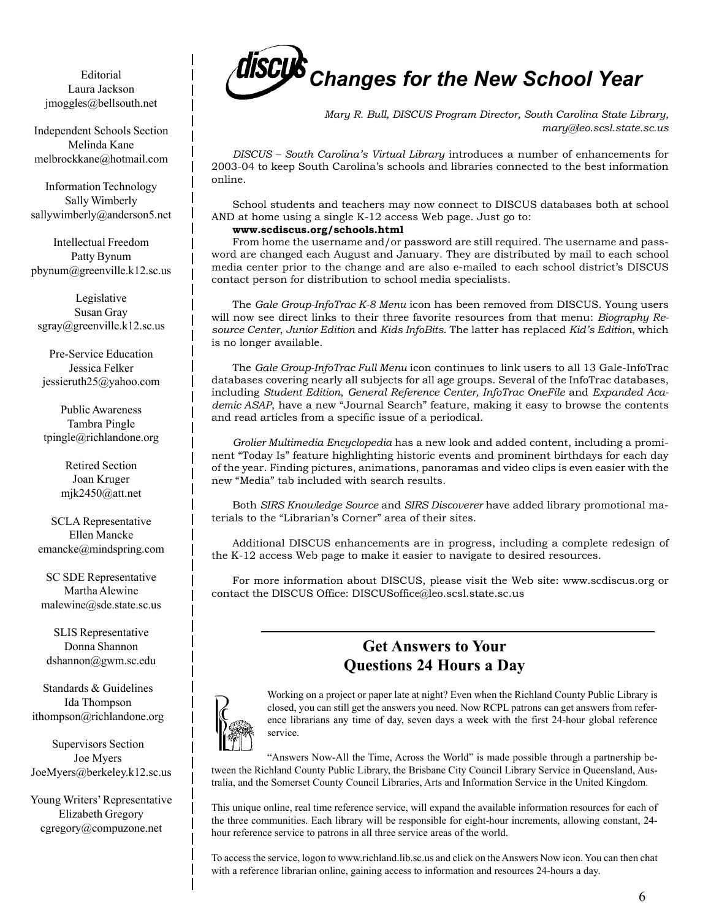Editorial
Laura Jackson
jmoggles@bellsouth.net

Independent Schools Section
Melinda Kane
melbrockkane@hotmail.com

Information Technology
Sally Wimberly
sallywimberly@anderson5.net

Intellectual Freedom
Patty Bynum
pbynum@greenville.k12.sc.us

Legislative
Susan Gray
sgray@greenville.k12.sc.us

Pre-Service Education
Jessica Felker
jessieruth25@yahoo.com

Public Awareness
Tambra Pingle
tpingle@richlandone.org

Retired Section
Joan Kruger
mjk2450@att.net

SCLA Representative
Ellen Mancke
emancke@mindspring.com

SC SDE Representative
Martha Alewine
malewine@sde.state.sc.us

SLIS Representative
Donna Shannon
dshannon@gwm.sc.edu

Standards & Guidelines
Ida Thompson
ithompson@richlandone.org

Supervisors Section
Joe Myers
JoeMyers@berkeley.k12.sc.us

Young Writers' Representative
Elizabeth Gregory
cgregory@compuzone.net

# *DISCUS Changes for the New School Year*

*Mary R. Bull, DISCUS Program Director, South Carolina State Library, mary@leo.scsl.state.sc.us*

*DISCUS – South Carolina's Virtual Library* introduces a number of enhancements for 2003-04 to keep South Carolina's schools and libraries connected to the best information online.

School students and teachers may now connect to DISCUS databases both at school AND at home using a single K-12 access Web page. Just go to:
**www.scdiscus.org/schools.html**
From home the username and/or password are still required. The username and password are changed each August and January. They are distributed by mail to each school media center prior to the change and are also e-mailed to each school district's DISCUS contact person for distribution to school media specialists.

The *Gale Group-InfoTrac K-8 Menu* icon has been removed from DISCUS. Young users will now see direct links to their three favorite resources from that menu: *Biography Resource Center*, *Junior Edition* and *Kids InfoBits*. The latter has replaced *Kid's Edition*, which is no longer available.

The *Gale Group-InfoTrac Full Menu* icon continues to link users to all 13 Gale-InfoTrac databases covering nearly all subjects for all age groups. Several of the InfoTrac databases, including *Student Edition*, *General Reference Center, InfoTrac OneFile* and *Expanded Academic ASAP,* have a new "Journal Search" feature, making it easy to browse the contents and read articles from a specific issue of a periodical.

*Grolier Multimedia Encyclopedia* has a new look and added content, including a prominent "Today Is" feature highlighting historic events and prominent birthdays for each day of the year. Finding pictures, animations, panoramas and video clips is even easier with the new "Media" tab included with search results.

Both *SIRS Knowledge Source* and *SIRS Discoverer* have added library promotional materials to the "Librarian's Corner" area of their sites.

Additional DISCUS enhancements are in progress, including a complete redesign of the K-12 access Web page to make it easier to navigate to desired resources.

For more information about DISCUS, please visit the Web site: www.scdiscus.org or contact the DISCUS Office: DISCUSoffice@leo.scsl.state.sc.us

---

## Get Answers to Your Questions 24 Hours a Day

Working on a project or paper late at night? Even when the Richland County Public Library is closed, you can still get the answers you need. Now RCPL patrons can get answers from reference librarians any time of day, seven days a week with the first 24-hour global reference service.

"Answers Now-All the Time, Across the World" is made possible through a partnership between the Richland County Public Library, the Brisbane City Council Library Service in Queensland, Australia, and the Somerset County Council Libraries, Arts and Information Service in the United Kingdom.

This unique online, real time reference service, will expand the available information resources for each of the three communities. Each library will be responsible for eight-hour increments, allowing constant, 24-hour reference service to patrons in all three service areas of the world.

To access the service, logon to www.richland.lib.sc.us and click on the Answers Now icon. You can then chat with a reference librarian online, gaining access to information and resources 24-hours a day.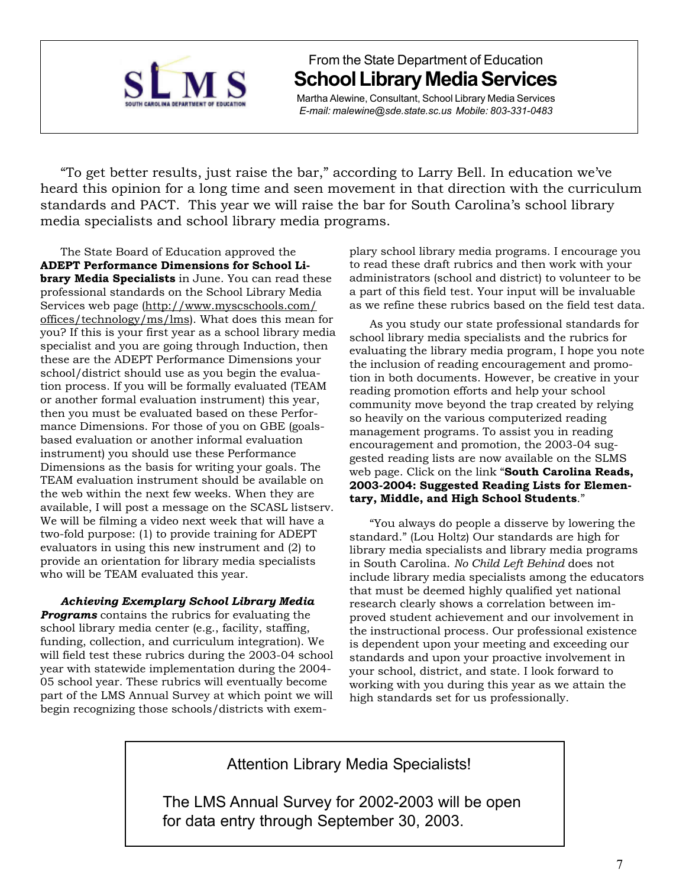From the State Department of Education

# School Library Media Services

Martha Alewine, Consultant, School Library Media Services
*E-mail: malewine@sde.state.sc.us Mobile: 803-331-0483*

"To get better results, just raise the bar," according to Larry Bell. In education we've heard this opinion for a long time and seen movement in that direction with the curriculum standards and PACT. This year we will raise the bar for South Carolina's school library media specialists and school library media programs.

The State Board of Education approved the **ADEPT Performance Dimensions for School Library Media Specialists** in June. You can read these professional standards on the School Library Media Services web page (http://www.myscschools.com/offices/technology/ms/lms). What does this mean for you? If this is your first year as a school library media specialist and you are going through Induction, then these are the ADEPT Performance Dimensions your school/district should use as you begin the evaluation process. If you will be formally evaluated (TEAM or another formal evaluation instrument) this year, then you must be evaluated based on these Performance Dimensions. For those of you on GBE (goals-based evaluation or another informal evaluation instrument) you should use these Performance Dimensions as the basis for writing your goals. The TEAM evaluation instrument should be available on the web within the next few weeks. When they are available, I will post a message on the SCASL listserv. We will be filming a video next week that will have a two-fold purpose: (1) to provide training for ADEPT evaluators in using this new instrument and (2) to provide an orientation for library media specialists who will be TEAM evaluated this year.

***Achieving Exemplary School Library Media Programs*** contains the rubrics for evaluating the school library media center (e.g., facility, staffing, funding, collection, and curriculum integration). We will field test these rubrics during the 2003-04 school year with statewide implementation during the 2004-05 school year. These rubrics will eventually become part of the LMS Annual Survey at which point we will begin recognizing those schools/districts with exemplary school library media programs. I encourage you to read these draft rubrics and then work with your administrators (school and district) to volunteer to be a part of this field test. Your input will be invaluable as we refine these rubrics based on the field test data.

As you study our state professional standards for school library media specialists and the rubrics for evaluating the library media program, I hope you note the inclusion of reading encouragement and promotion in both documents. However, be creative in your reading promotion efforts and help your school community move beyond the trap created by relying so heavily on the various computerized reading management programs. To assist you in reading encouragement and promotion, the 2003-04 suggested reading lists are now available on the SLMS web page. Click on the link "**South Carolina Reads, 2003-2004: Suggested Reading Lists for Elementary, Middle, and High School Students**."

"You always do people a disserve by lowering the standard." (Lou Holtz) Our standards are high for library media specialists and library media programs in South Carolina. *No Child Left Behind* does not include library media specialists among the educators that must be deemed highly qualified yet national research clearly shows a correlation between improved student achievement and our involvement in the instructional process. Our professional existence is dependent upon your meeting and exceeding our standards and upon your proactive involvement in your school, district, and state. I look forward to working with you during this year as we attain the high standards set for us professionally.

Attention Library Media Specialists!

The LMS Annual Survey for 2002-2003 will be open for data entry through September 30, 2003.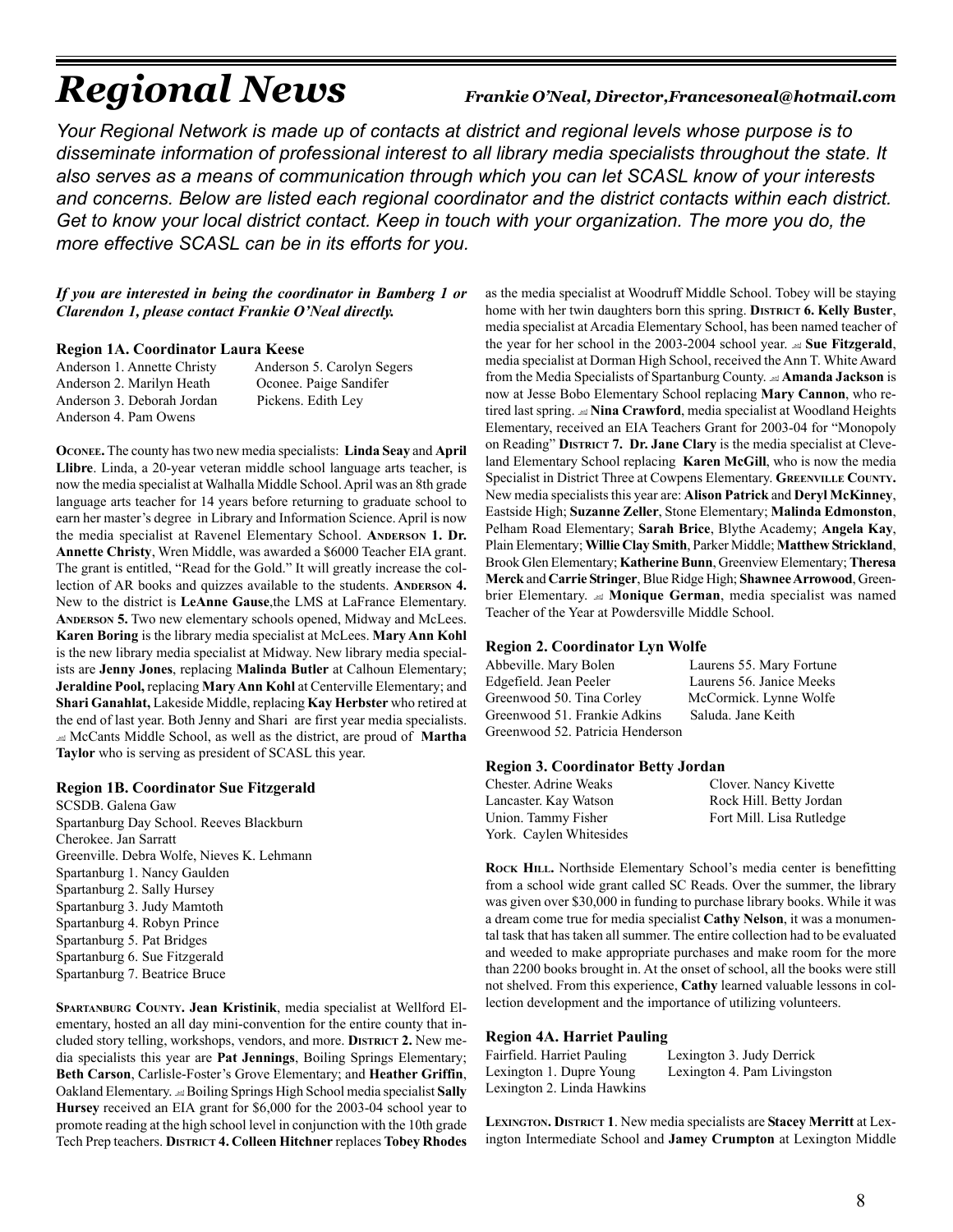# Regional News

*Frankie O'Neal, Director, Francesoneal@hotmail.com*

*Your Regional Network is made up of contacts at district and regional levels whose purpose is to disseminate information of professional interest to all library media specialists throughout the state. It also serves as a means of communication through which you can let SCASL know of your interests and concerns. Below are listed each regional coordinator and the district contacts within each district. Get to know your local district contact. Keep in touch with your organization. The more you do, the more effective SCASL can be in its efforts for you.*

***If you are interested in being the coordinator in Bamberg 1 or Clarendon 1, please contact Frankie O'Neal directly.***

### Region 1A. Coordinator Laura Keese

Anderson 1. Annette Christy
Anderson 2. Marilyn Heath
Anderson 3. Deborah Jordan
Anderson 4. Pam Owens
Anderson 5. Carolyn Segers
Oconee. Paige Sandifer
Pickens. Edith Ley

**Oconee.** The county has two new media specialists: **Linda Seay** and **April Llibre**. Linda, a 20-year veteran middle school language arts teacher, is now the media specialist at Walhalla Middle School. April was an 8th grade language arts teacher for 14 years before returning to graduate school to earn her master's degree in Library and Information Science. April is now the media specialist at Ravenel Elementary School. **Anderson 1. Dr. Annette Christy**, Wren Middle, was awarded a $6000 Teacher EIA grant. The grant is entitled, "Read for the Gold." It will greatly increase the collection of AR books and quizzes available to the students. **Anderson 4.** New to the district is **LeAnne Gause**, the LMS at LaFrance Elementary. **Anderson 5.** Two new elementary schools opened, Midway and McLees. **Karen Boring** is the library media specialist at McLees. **Mary Ann Kohl** is the new library media specialist at Midway. New library media specialists are **Jenny Jones**, replacing **Malinda Butler** at Calhoun Elementary; **Jeraldine Pool,** replacing **Mary Ann Kohl** at Centerville Elementary; and **Shari Ganahlat,** Lakeside Middle, replacing **Kay Herbster** who retired at the end of last year. Both Jenny and Shari are first year media specialists. McCants Middle School, as well as the district, are proud of **Martha Taylor** who is serving as president of SCASL this year.

### Region 1B. Coordinator Sue Fitzgerald

SCSDB. Galena Gaw
Spartanburg Day School. Reeves Blackburn
Cherokee. Jan Sarratt
Greenville. Debra Wolfe, Nieves K. Lehmann
Spartanburg 1. Nancy Gaulden
Spartanburg 2. Sally Hursey
Spartanburg 3. Judy Mamtoth
Spartanburg 4. Robyn Prince
Spartanburg 5. Pat Bridges
Spartanburg 6. Sue Fitzgerald
Spartanburg 7. Beatrice Bruce

**Spartanburg County. Jean Kristinik**, media specialist at Wellford Elementary, hosted an all day mini-convention for the entire county that included story telling, workshops, vendors, and more. **District 2.** New media specialists this year are **Pat Jennings**, Boiling Springs Elementary; **Beth Carson**, Carlisle-Foster's Grove Elementary; and **Heather Griffin**, Oakland Elementary. Boiling Springs High School media specialist **Sally Hursey** received an EIA grant for $6,000 for the 2003-04 school year to promote reading at the high school level in conjunction with the 10th grade Tech Prep teachers. **District 4. Colleen Hitchner** replaces **Tobey Rhodes** as the media specialist at Woodruff Middle School. Tobey will be staying home with her twin daughters born this spring. **District 6. Kelly Buster**, media specialist at Arcadia Elementary School, has been named teacher of the year for her school in the 2003-2004 school year. **Sue Fitzgerald**, media specialist at Dorman High School, received the Ann T. White Award from the Media Specialists of Spartanburg County. **Amanda Jackson** is now at Jesse Bobo Elementary School replacing **Mary Cannon**, who retired last spring. **Nina Crawford**, media specialist at Woodland Heights Elementary, received an EIA Teachers Grant for 2003-04 for "Monopoly on Reading" **District 7. Dr. Jane Clary** is the media specialist at Cleveland Elementary School replacing **Karen McGill**, who is now the media Specialist in District Three at Cowpens Elementary. **Greenville County.** New media specialists this year are: **Alison Patrick** and **Deryl McKinney**, Eastside High; **Suzanne Zeller**, Stone Elementary; **Malinda Edmonston**, Pelham Road Elementary; **Sarah Brice**, Blythe Academy; **Angela Kay**, Plain Elementary; **Willie Clay Smith**, Parker Middle; **Matthew Strickland**, Brook Glen Elementary; **Katherine Bunn**, Greenview Elementary; **Theresa Merck** and **Carrie Stringer**, Blue Ridge High; **Shawnee Arrowood**, Greenbrier Elementary. **Monique German**, media specialist was named Teacher of the Year at Powdersville Middle School.

### Region 2. Coordinator Lyn Wolfe

Abbeville. Mary Bolen
Edgefield. Jean Peeler
Greenwood 50. Tina Corley
Greenwood 51. Frankie Adkins
Greenwood 52. Patricia Henderson
Laurens 55. Mary Fortune
Laurens 56. Janice Meeks
McCormick. Lynne Wolfe
Saluda. Jane Keith

### Region 3. Coordinator Betty Jordan

Chester. Adrine Weaks
Lancaster. Kay Watson
Union. Tammy Fisher
York. Caylen Whitesides
Clover. Nancy Kivette
Rock Hill. Betty Jordan
Fort Mill. Lisa Rutledge

**Rock Hill.** Northside Elementary School's media center is benefitting from a school wide grant called SC Reads. Over the summer, the library was given over $30,000 in funding to purchase library books. While it was a dream come true for media specialist **Cathy Nelson**, it was a monumental task that has taken all summer. The entire collection had to be evaluated and weeded to make appropriate purchases and make room for the more than 2200 books brought in. At the onset of school, all the books were still not shelved. From this experience, **Cathy** learned valuable lessons in collection development and the importance of utilizing volunteers.

### Region 4A. Harriet Pauling

Fairfield. Harriet Pauling
Lexington 1. Dupre Young
Lexington 2. Linda Hawkins
Lexington 3. Judy Derrick
Lexington 4. Pam Livingston

**Lexington. District 1**. New media specialists are **Stacey Merritt** at Lexington Intermediate School and **Jamey Crumpton** at Lexington Middle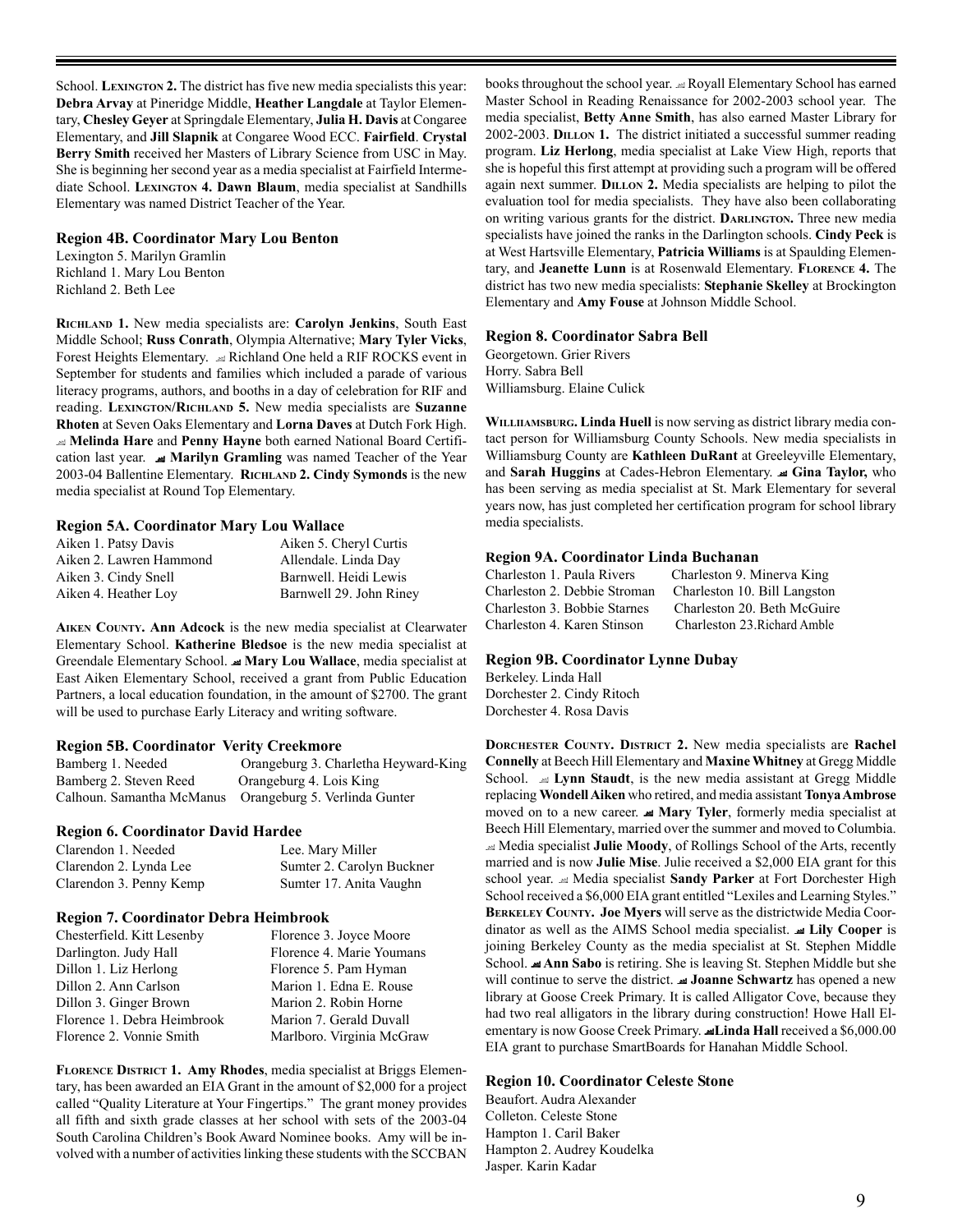School. **Lexington 2.** The district has five new media specialists this year: **Debra Arvay** at Pineridge Middle, **Heather Langdale** at Taylor Elementary, **Chesley Geyer** at Springdale Elementary, **Julia H. Davis** at Congaree Elementary, and **Jill Slapnik** at Congaree Wood ECC. **Fairfield**. **Crystal Berry Smith** received her Masters of Library Science from USC in May. She is beginning her second year as a media specialist at Fairfield Intermediate School. **Lexington 4. Dawn Blaum**, media specialist at Sandhills Elementary was named District Teacher of the Year.

### Region 4B. Coordinator Mary Lou Benton

Lexington 5. Marilyn Gramlin
Richland 1. Mary Lou Benton
Richland 2. Beth Lee

**Richland 1.** New media specialists are: **Carolyn Jenkins**, South East Middle School; **Russ Conrath**, Olympia Alternative; **Mary Tyler Vicks**, Forest Heights Elementary. Richland One held a RIF ROCKS event in September for students and families which included a parade of various literacy programs, authors, and booths in a day of celebration for RIF and reading. **Lexington/Richland 5.** New media specialists are **Suzanne Rhoten** at Seven Oaks Elementary and **Lorna Daves** at Dutch Fork High. **Melinda Hare** and **Penny Hayne** both earned National Board Certification last year. **Marilyn Gramling** was named Teacher of the Year 2003-04 Ballentine Elementary. **Richland 2. Cindy Symonds** is the new media specialist at Round Top Elementary.

### Region 5A. Coordinator Mary Lou Wallace

Aiken 1. Patsy Davis
Aiken 2. Lawren Hammond
Aiken 3. Cindy Snell
Aiken 4. Heather Loy
Aiken 5. Cheryl Curtis
Allendale. Linda Day
Barnwell. Heidi Lewis
Barnwell 29. John Riney

**Aiken County. Ann Adcock** is the new media specialist at Clearwater Elementary School. **Katherine Bledsoe** is the new media specialist at Greendale Elementary School. **Mary Lou Wallace**, media specialist at East Aiken Elementary School, received a grant from Public Education Partners, a local education foundation, in the amount of $2700. The grant will be used to purchase Early Literacy and writing software.

### Region 5B. Coordinator Verity Creekmore

Bamberg 1. Needed
Bamberg 2. Steven Reed
Calhoun. Samantha McManus
Orangeburg 3. Charletha Heyward-King
Orangeburg 4. Lois King
Orangeburg 5. Verlinda Gunter

### Region 6. Coordinator David Hardee

Clarendon 1. Needed
Clarendon 2. Lynda Lee
Clarendon 3. Penny Kemp
Lee. Mary Miller
Sumter 2. Carolyn Buckner
Sumter 17. Anita Vaughn

### Region 7. Coordinator Debra Heimbrook

Chesterfield. Kitt Lesenby
Darlington. Judy Hall
Dillon 1. Liz Herlong
Dillon 2. Ann Carlson
Dillon 3. Ginger Brown
Florence 1. Debra Heimbrook
Florence 2. Vonnie Smith
Florence 3. Joyce Moore
Florence 4. Marie Youmans
Florence 5. Pam Hyman
Marion 1. Edna E. Rouse
Marion 2. Robin Horne
Marion 7. Gerald Duvall
Marlboro. Virginia McGraw

**Florence District 1. Amy Rhodes**, media specialist at Briggs Elementary, has been awarded an EIA Grant in the amount of $2,000 for a project called "Quality Literature at Your Fingertips." The grant money provides all fifth and sixth grade classes at her school with sets of the 2003-04 South Carolina Children's Book Award Nominee books. Amy will be involved with a number of activities linking these students with the SCCBAN books throughout the school year. Royall Elementary School has earned Master School in Reading Renaissance for 2002-2003 school year. The media specialist, **Betty Anne Smith**, has also earned Master Library for 2002-2003. **Dillon 1.** The district initiated a successful summer reading program. **Liz Herlong**, media specialist at Lake View High, reports that she is hopeful this first attempt at providing such a program will be offered again next summer. **Dillon 2.** Media specialists are helping to pilot the evaluation tool for media specialists. They have also been collaborating on writing various grants for the district. **Darlington.** Three new media specialists have joined the ranks in the Darlington schools. **Cindy Peck** is at West Hartsville Elementary, **Patricia Williams** is at Spaulding Elementary, and **Jeanette Lunn** is at Rosenwald Elementary. **Florence 4.** The district has two new media specialists: **Stephanie Skelley** at Brockington Elementary and **Amy Fouse** at Johnson Middle School.

### Region 8. Coordinator Sabra Bell

Georgetown. Grier Rivers
Horry. Sabra Bell
Williamsburg. Elaine Culick

**Williamsburg. Linda Huell** is now serving as district library media contact person for Williamsburg County Schools. New media specialists in Williamsburg County are **Kathleen DuRant** at Greeleyville Elementary, and **Sarah Huggins** at Cades-Hebron Elementary. **Gina Taylor,** who has been serving as media specialist at St. Mark Elementary for several years now, has just completed her certification program for school library media specialists.

### Region 9A. Coordinator Linda Buchanan

Charleston 1. Paula Rivers
Charleston 2. Debbie Stroman
Charleston 3. Bobbie Starnes
Charleston 4. Karen Stinson
Charleston 9. Minerva King
Charleston 10. Bill Langston
Charleston 20. Beth McGuire
Charleston 23. Richard Amble

### Region 9B. Coordinator Lynne Dubay

Berkeley. Linda Hall
Dorchester 2. Cindy Ritoch
Dorchester 4. Rosa Davis

**Dorchester County. District 2.** New media specialists are **Rachel Connelly** at Beech Hill Elementary and **Maxine Whitney** at Gregg Middle School. **Lynn Staudt**, is the new media assistant at Gregg Middle replacing **Wondell Aiken** who retired, and media assistant **Tonya Ambrose** moved on to a new career. **Mary Tyler**, formerly media specialist at Beech Hill Elementary, married over the summer and moved to Columbia. Media specialist **Julie Moody**, of Rollings School of the Arts, recently married and is now **Julie Mise**. Julie received a $2,000 EIA grant for this school year. Media specialist **Sandy Parker** at Fort Dorchester High School received a $6,000 EIA grant entitled "Lexiles and Learning Styles." **Berkeley County. Joe Myers** will serve as the districtwide Media Coordinator as well as the AIMS School media specialist. **Lily Cooper** is joining Berkeley County as the media specialist at St. Stephen Middle School. **Ann Sabo** is retiring. She is leaving St. Stephen Middle but she will continue to serve the district. **Joanne Schwartz** has opened a new library at Goose Creek Primary. It is called Alligator Cove, because they had two real alligators in the library during construction! Howe Hall Elementary is now Goose Creek Primary. **Linda Hall** received a $6,000.00 EIA grant to purchase SmartBoards for Hanahan Middle School.

### Region 10. Coordinator Celeste Stone

Beaufort. Audra Alexander
Colleton. Celeste Stone
Hampton 1. Caril Baker
Hampton 2. Audrey Koudelka
Jasper. Karin Kadar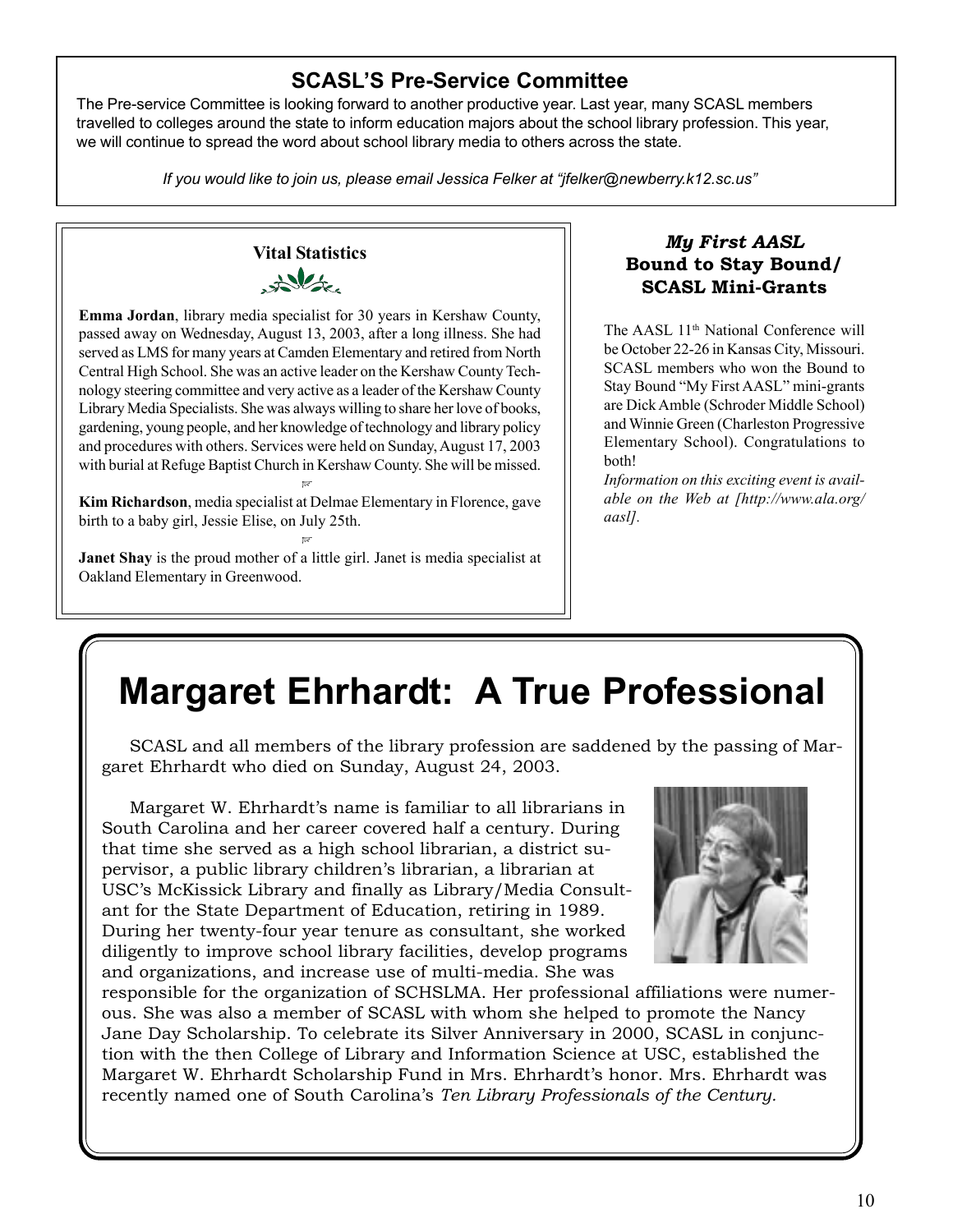## SCASL'S Pre-Service Committee

The Pre-service Committee is looking forward to another productive year. Last year, many SCASL members travelled to colleges around the state to inform education majors about the school library profession. This year, we will continue to spread the word about school library media to others across the state.

*If you would like to join us, please email Jessica Felker at "jfelker@newberry.k12.sc.us"*

### Vital Statistics

**Emma Jordan**, library media specialist for 30 years in Kershaw County, passed away on Wednesday, August 13, 2003, after a long illness. She had served as LMS for many years at Camden Elementary and retired from North Central High School. She was an active leader on the Kershaw County Technology steering committee and very active as a leader of the Kershaw County Library Media Specialists. She was always willing to share her love of books, gardening, young people, and her knowledge of technology and library policy and procedures with others. Services were held on Sunday, August 17, 2003 with burial at Refuge Baptist Church in Kershaw County. She will be missed.

**Kim Richardson**, media specialist at Delmae Elementary in Florence, gave birth to a baby girl, Jessie Elise, on July 25th.

**Janet Shay** is the proud mother of a little girl. Janet is media specialist at Oakland Elementary in Greenwood.

### *My First AASL* Bound to Stay Bound/ SCASL Mini-Grants

The AASL 11th National Conference will be October 22-26 in Kansas City, Missouri. SCASL members who won the Bound to Stay Bound "My First AASL" mini-grants are Dick Amble (Schroder Middle School) and Winnie Green (Charleston Progressive Elementary School). Congratulations to both!

*Information on this exciting event is available on the Web at [http://www.ala.org/aasl].*

# Margaret Ehrhardt: A True Professional

SCASL and all members of the library profession are saddened by the passing of Margaret Ehrhardt who died on Sunday, August 24, 2003.

Margaret W. Ehrhardt's name is familiar to all librarians in South Carolina and her career covered half a century. During that time she served as a high school librarian, a district supervisor, a public library children's librarian, a librarian at USC's McKissick Library and finally as Library/Media Consultant for the State Department of Education, retiring in 1989. During her twenty-four year tenure as consultant, she worked diligently to improve school library facilities, develop programs and organizations, and increase use of multi-media. She was responsible for the organization of SCHSLMA. Her professional affiliations were numerous. She was also a member of SCASL with whom she helped to promote the Nancy Jane Day Scholarship. To celebrate its Silver Anniversary in 2000, SCASL in conjunction with the then College of Library and Information Science at USC, established the Margaret W. Ehrhardt Scholarship Fund in Mrs. Ehrhardt's honor. Mrs. Ehrhardt was recently named one of South Carolina's *Ten Library Professionals of the Century.*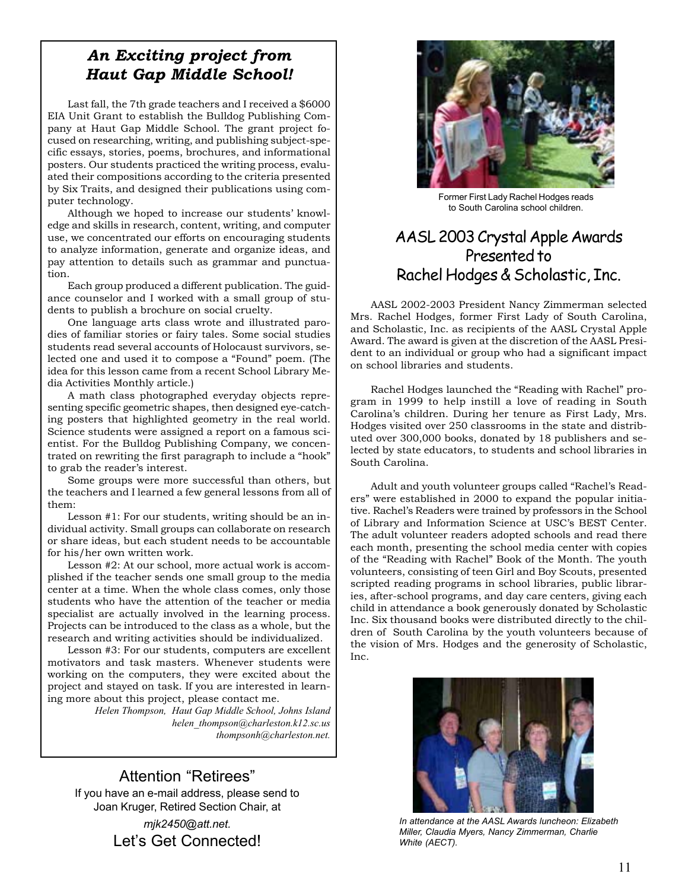## *An Exciting project from Haut Gap Middle School!*

Last fall, the 7th grade teachers and I received a $6000 EIA Unit Grant to establish the Bulldog Publishing Company at Haut Gap Middle School. The grant project focused on researching, writing, and publishing subject-specific essays, stories, poems, brochures, and informational posters. Our students practiced the writing process, evaluated their compositions according to the criteria presented by Six Traits, and designed their publications using computer technology.

Although we hoped to increase our students' knowledge and skills in research, content, writing, and computer use, we concentrated our efforts on encouraging students to analyze information, generate and organize ideas, and pay attention to details such as grammar and punctuation.

Each group produced a different publication. The guidance counselor and I worked with a small group of students to publish a brochure on social cruelty.

One language arts class wrote and illustrated parodies of familiar stories or fairy tales. Some social studies students read several accounts of Holocaust survivors, selected one and used it to compose a "Found" poem. (The idea for this lesson came from a recent School Library Media Activities Monthly article.)

A math class photographed everyday objects representing specific geometric shapes, then designed eye-catching posters that highlighted geometry in the real world. Science students were assigned a report on a famous scientist. For the Bulldog Publishing Company, we concentrated on rewriting the first paragraph to include a "hook" to grab the reader's interest.

Some groups were more successful than others, but the teachers and I learned a few general lessons from all of them:

Lesson #1: For our students, writing should be an individual activity. Small groups can collaborate on research or share ideas, but each student needs to be accountable for his/her own written work.

Lesson #2: At our school, more actual work is accomplished if the teacher sends one small group to the media center at a time. When the whole class comes, only those students who have the attention of the teacher or media specialist are actually involved in the learning process. Projects can be introduced to the class as a whole, but the research and writing activities should be individualized.

Lesson #3: For our students, computers are excellent motivators and task masters. Whenever students were working on the computers, they were excited about the project and stayed on task. If you are interested in learning more about this project, please contact me.

*Helen Thompson, Haut Gap Middle School, Johns Island*
*helen_thompson@charleston.k12.sc.us*
*thompsonh@charleston.net.*

### Attention "Retirees"

If you have an e-mail address, please send to Joan Kruger, Retired Section Chair, at

*mjk2450@att.net.*

Let's Get Connected!

Former First Lady Rachel Hodges reads to South Carolina school children.

## AASL 2003 Crystal Apple Awards Presented to Rachel Hodges & Scholastic, Inc.

AASL 2002-2003 President Nancy Zimmerman selected Mrs. Rachel Hodges, former First Lady of South Carolina, and Scholastic, Inc. as recipients of the AASL Crystal Apple Award. The award is given at the discretion of the AASL President to an individual or group who had a significant impact on school libraries and students.

Rachel Hodges launched the "Reading with Rachel" program in 1999 to help instill a love of reading in South Carolina's children. During her tenure as First Lady, Mrs. Hodges visited over 250 classrooms in the state and distributed over 300,000 books, donated by 18 publishers and selected by state educators, to students and school libraries in South Carolina.

Adult and youth volunteer groups called "Rachel's Readers" were established in 2000 to expand the popular initiative. Rachel's Readers were trained by professors in the School of Library and Information Science at USC's BEST Center. The adult volunteer readers adopted schools and read there each month, presenting the school media center with copies of the "Reading with Rachel" Book of the Month. The youth volunteers, consisting of teen Girl and Boy Scouts, presented scripted reading programs in school libraries, public libraries, after-school programs, and day care centers, giving each child in attendance a book generously donated by Scholastic Inc. Six thousand books were distributed directly to the children of South Carolina by the youth volunteers because of the vision of Mrs. Hodges and the generosity of Scholastic, Inc.

*In attendance at the AASL Awards luncheon: Elizabeth Miller, Claudia Myers, Nancy Zimmerman, Charlie White (AECT).*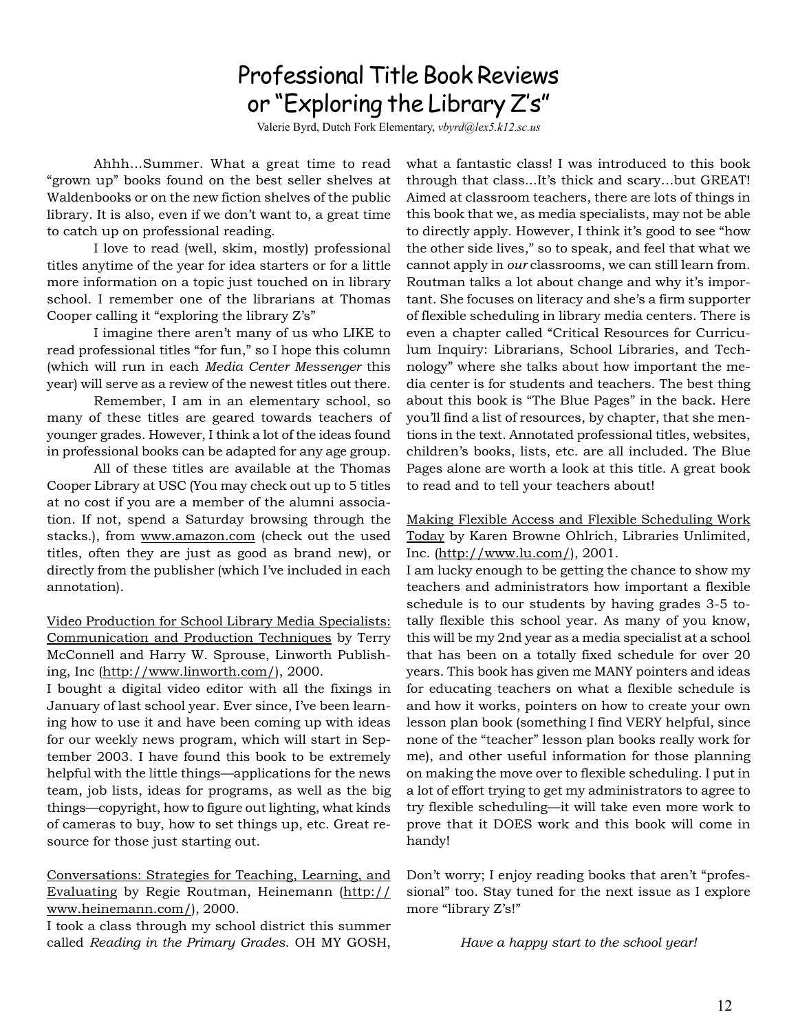# Professional Title Book Reviews or "Exploring the Library Z's"

Valerie Byrd, Dutch Fork Elementary, *vbyrd@lex5.k12.sc.us*

Ahhh…Summer. What a great time to read "grown up" books found on the best seller shelves at Waldenbooks or on the new fiction shelves of the public library. It is also, even if we don't want to, a great time to catch up on professional reading.

I love to read (well, skim, mostly) professional titles anytime of the year for idea starters or for a little more information on a topic just touched on in library school. I remember one of the librarians at Thomas Cooper calling it "exploring the library Z's"

I imagine there aren't many of us who LIKE to read professional titles "for fun," so I hope this column (which will run in each *Media Center Messenger* this year) will serve as a review of the newest titles out there.

Remember, I am in an elementary school, so many of these titles are geared towards teachers of younger grades. However, I think a lot of the ideas found in professional books can be adapted for any age group.

All of these titles are available at the Thomas Cooper Library at USC (You may check out up to 5 titles at no cost if you are a member of the alumni association. If not, spend a Saturday browsing through the stacks.), from www.amazon.com (check out the used titles, often they are just as good as brand new), or directly from the publisher (which I've included in each annotation).

<u>Video Production for School Library Media Specialists: Communication and Production Techniques</u> by Terry McConnell and Harry W. Sprouse, Linworth Publishing, Inc (http://www.linworth.com/), 2000.

I bought a digital video editor with all the fixings in January of last school year. Ever since, I've been learning how to use it and have been coming up with ideas for our weekly news program, which will start in September 2003. I have found this book to be extremely helpful with the little things—applications for the news team, job lists, ideas for programs, as well as the big things—copyright, how to figure out lighting, what kinds of cameras to buy, how to set things up, etc. Great resource for those just starting out.

<u>Conversations: Strategies for Teaching, Learning, and Evaluating</u> by Regie Routman, Heinemann (http://www.heinemann.com/), 2000.

I took a class through my school district this summer called *Reading in the Primary Grades*. OH MY GOSH, what a fantastic class! I was introduced to this book through that class...It's thick and scary…but GREAT! Aimed at classroom teachers, there are lots of things in this book that we, as media specialists, may not be able to directly apply. However, I think it's good to see "how the other side lives," so to speak, and feel that what we cannot apply in *our* classrooms, we can still learn from. Routman talks a lot about change and why it's important. She focuses on literacy and she's a firm supporter of flexible scheduling in library media centers. There is even a chapter called "Critical Resources for Curriculum Inquiry: Librarians, School Libraries, and Technology" where she talks about how important the media center is for students and teachers. The best thing about this book is "The Blue Pages" in the back. Here you'll find a list of resources, by chapter, that she mentions in the text. Annotated professional titles, websites, children's books, lists, etc. are all included. The Blue Pages alone are worth a look at this title. A great book to read and to tell your teachers about!

<u>Making Flexible Access and Flexible Scheduling Work Today</u> by Karen Browne Ohlrich, Libraries Unlimited, Inc. (http://www.lu.com/), 2001.

I am lucky enough to be getting the chance to show my teachers and administrators how important a flexible schedule is to our students by having grades 3-5 totally flexible this school year. As many of you know, this will be my 2nd year as a media specialist at a school that has been on a totally fixed schedule for over 20 years. This book has given me MANY pointers and ideas for educating teachers on what a flexible schedule is and how it works, pointers on how to create your own lesson plan book (something I find VERY helpful, since none of the "teacher" lesson plan books really work for me), and other useful information for those planning on making the move over to flexible scheduling. I put in a lot of effort trying to get my administrators to agree to try flexible scheduling—it will take even more work to prove that it DOES work and this book will come in handy!

Don't worry; I enjoy reading books that aren't "professional" too. Stay tuned for the next issue as I explore more "library Z's!"

*Have a happy start to the school year!*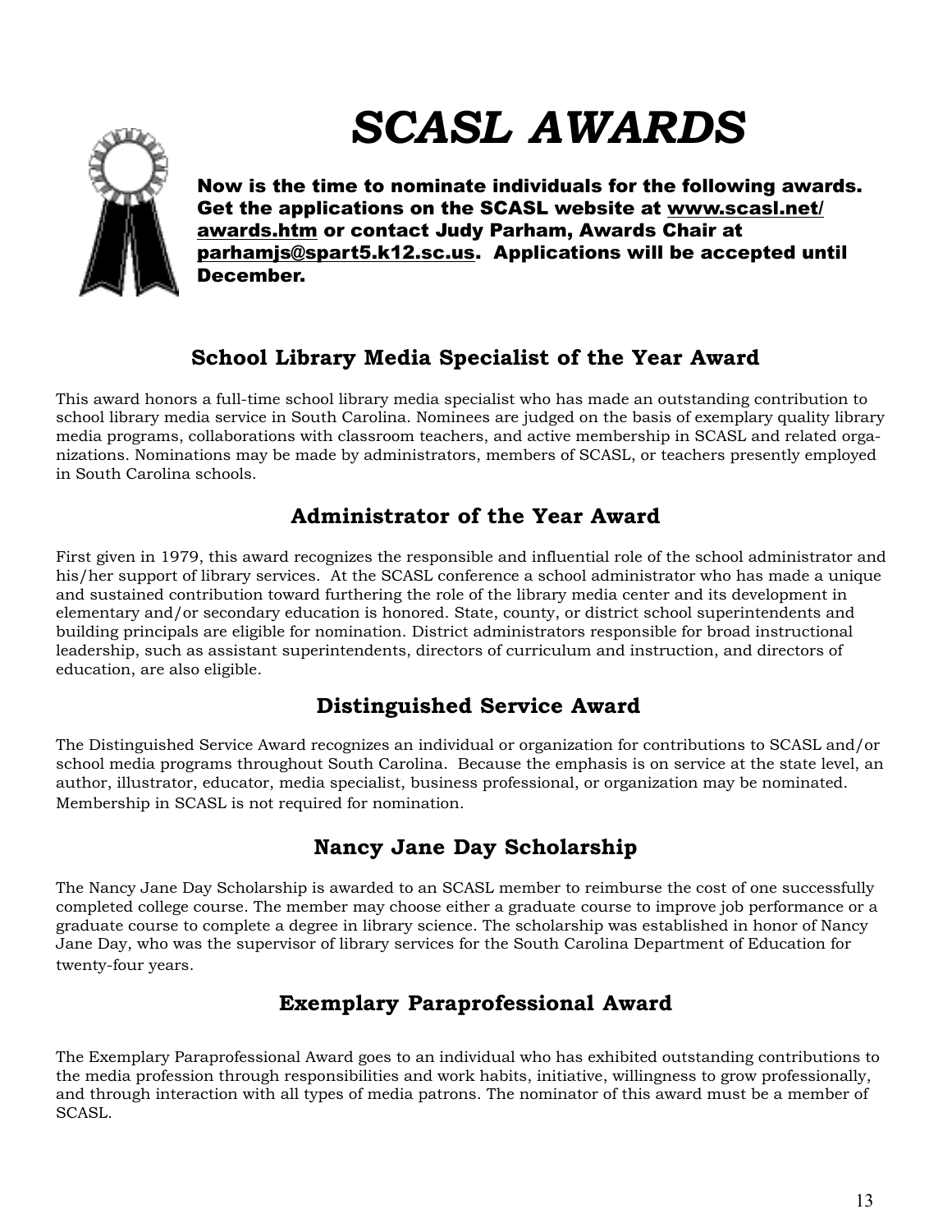# *SCASL AWARDS*

**Now is the time to nominate individuals for the following awards. Get the applications on the SCASL website at www.scasl.net/awards.htm or contact Judy Parham, Awards Chair at parhamjs@spart5.k12.sc.us. Applications will be accepted until December.**

## School Library Media Specialist of the Year Award

This award honors a full-time school library media specialist who has made an outstanding contribution to school library media service in South Carolina. Nominees are judged on the basis of exemplary quality library media programs, collaborations with classroom teachers, and active membership in SCASL and related organizations. Nominations may be made by administrators, members of SCASL, or teachers presently employed in South Carolina schools.

## Administrator of the Year Award

First given in 1979, this award recognizes the responsible and influential role of the school administrator and his/her support of library services. At the SCASL conference a school administrator who has made a unique and sustained contribution toward furthering the role of the library media center and its development in elementary and/or secondary education is honored. State, county, or district school superintendents and building principals are eligible for nomination. District administrators responsible for broad instructional leadership, such as assistant superintendents, directors of curriculum and instruction, and directors of education, are also eligible.

## Distinguished Service Award

The Distinguished Service Award recognizes an individual or organization for contributions to SCASL and/or school media programs throughout South Carolina. Because the emphasis is on service at the state level, an author, illustrator, educator, media specialist, business professional, or organization may be nominated. Membership in SCASL is not required for nomination.

## Nancy Jane Day Scholarship

The Nancy Jane Day Scholarship is awarded to an SCASL member to reimburse the cost of one successfully completed college course. The member may choose either a graduate course to improve job performance or a graduate course to complete a degree in library science. The scholarship was established in honor of Nancy Jane Day, who was the supervisor of library services for the South Carolina Department of Education for twenty-four years.

## Exemplary Paraprofessional Award

The Exemplary Paraprofessional Award goes to an individual who has exhibited outstanding contributions to the media profession through responsibilities and work habits, initiative, willingness to grow professionally, and through interaction with all types of media patrons. The nominator of this award must be a member of SCASL.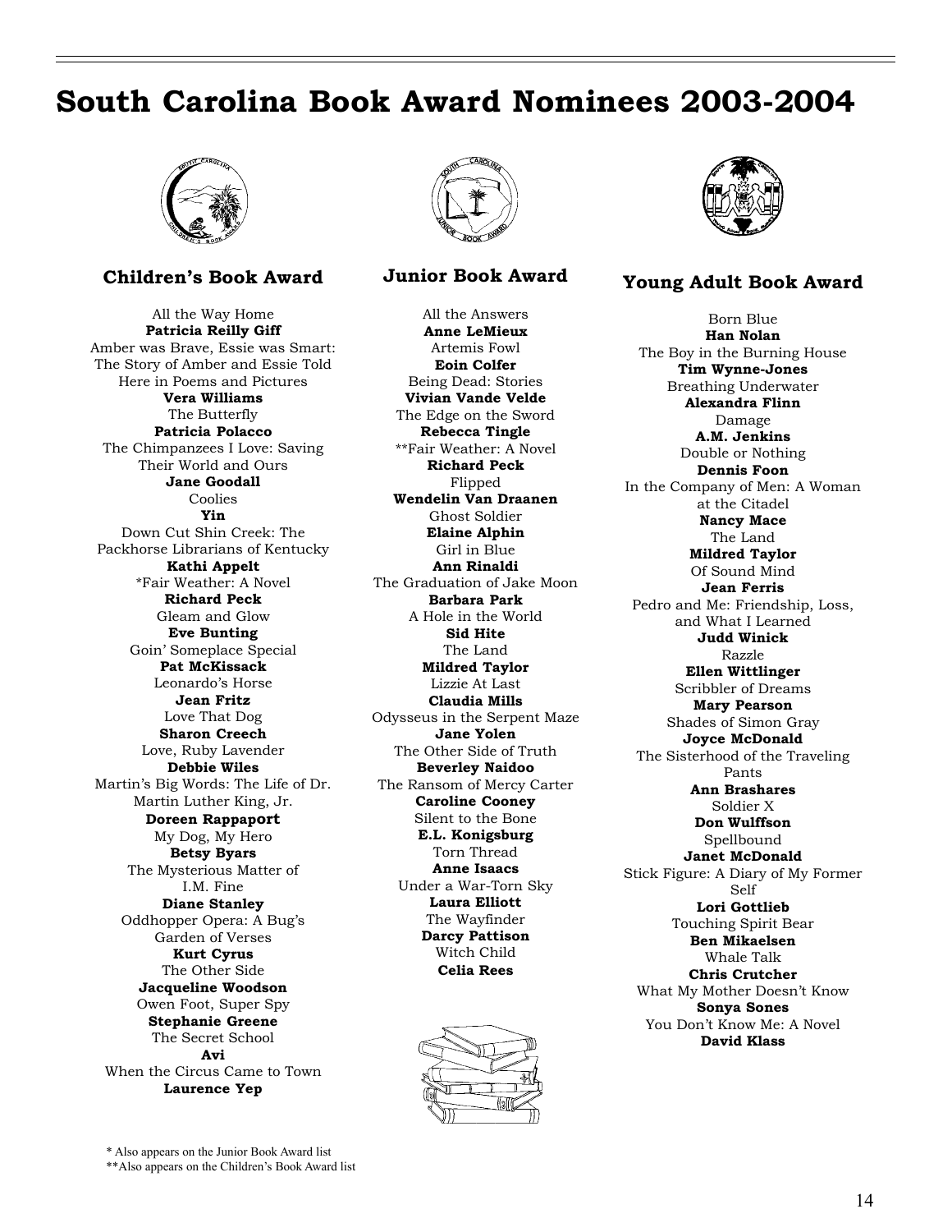# South Carolina Book Award Nominees 2003-2004

## Children's Book Award

All the Way Home
**Patricia Reilly Giff**
Amber was Brave, Essie was Smart: The Story of Amber and Essie Told Here in Poems and Pictures
**Vera Williams**
The Butterfly
**Patricia Polacco**
The Chimpanzees I Love: Saving Their World and Ours
**Jane Goodall**
Coolies
**Yin**
Down Cut Shin Creek: The Packhorse Librarians of Kentucky
**Kathi Appelt**
*Fair Weather: A Novel
**Richard Peck**
Gleam and Glow
**Eve Bunting**
Goin' Someplace Special
**Pat McKissack**
Leonardo's Horse
**Jean Fritz**
Love That Dog
**Sharon Creech**
Love, Ruby Lavender
**Debbie Wiles**
Martin's Big Words: The Life of Dr. Martin Luther King, Jr.
**Doreen Rappaport**
My Dog, My Hero
**Betsy Byars**
The Mysterious Matter of I.M. Fine
**Diane Stanley**
Oddhopper Opera: A Bug's Garden of Verses
**Kurt Cyrus**
The Other Side
**Jacqueline Woodson**
Owen Foot, Super Spy
**Stephanie Greene**
The Secret School
**Avi**
When the Circus Came to Town
**Laurence Yep**

## Junior Book Award

All the Answers
**Anne LeMieux**
Artemis Fowl
**Eoin Colfer**
Being Dead: Stories
**Vivian Vande Velde**
The Edge on the Sword
**Rebecca Tingle**
**Fair Weather: A Novel
**Richard Peck**
Flipped
**Wendelin Van Draanen**
Ghost Soldier
**Elaine Alphin**
Girl in Blue
**Ann Rinaldi**
The Graduation of Jake Moon
**Barbara Park**
A Hole in the World
**Sid Hite**
The Land
**Mildred Taylor**
Lizzie At Last
**Claudia Mills**
Odysseus in the Serpent Maze
**Jane Yolen**
The Other Side of Truth
**Beverley Naidoo**
The Ransom of Mercy Carter
**Caroline Cooney**
Silent to the Bone
**E.L. Konigsburg**
Torn Thread
**Anne Isaacs**
Under a War-Torn Sky
**Laura Elliott**
The Wayfinder
**Darcy Pattison**
Witch Child
**Celia Rees**

## Young Adult Book Award

Born Blue
**Han Nolan**
The Boy in the Burning House
**Tim Wynne-Jones**
Breathing Underwater
**Alexandra Flinn**
Damage
**A.M. Jenkins**
Double or Nothing
**Dennis Foon**
In the Company of Men: A Woman at the Citadel
**Nancy Mace**
The Land
**Mildred Taylor**
Of Sound Mind
**Jean Ferris**
Pedro and Me: Friendship, Loss, and What I Learned
**Judd Winick**
Razzle
**Ellen Wittlinger**
Scribbler of Dreams
**Mary Pearson**
Shades of Simon Gray
**Joyce McDonald**
The Sisterhood of the Traveling Pants
**Ann Brashares**
Soldier X
**Don Wulffson**
Spellbound
**Janet McDonald**
Stick Figure: A Diary of My Former Self
**Lori Gottlieb**
Touching Spirit Bear
**Ben Mikaelsen**
Whale Talk
**Chris Crutcher**
What My Mother Doesn't Know
**Sonya Sones**
You Don't Know Me: A Novel
**David Klass**

\* Also appears on the Junior Book Award list
\*\*Also appears on the Children's Book Award list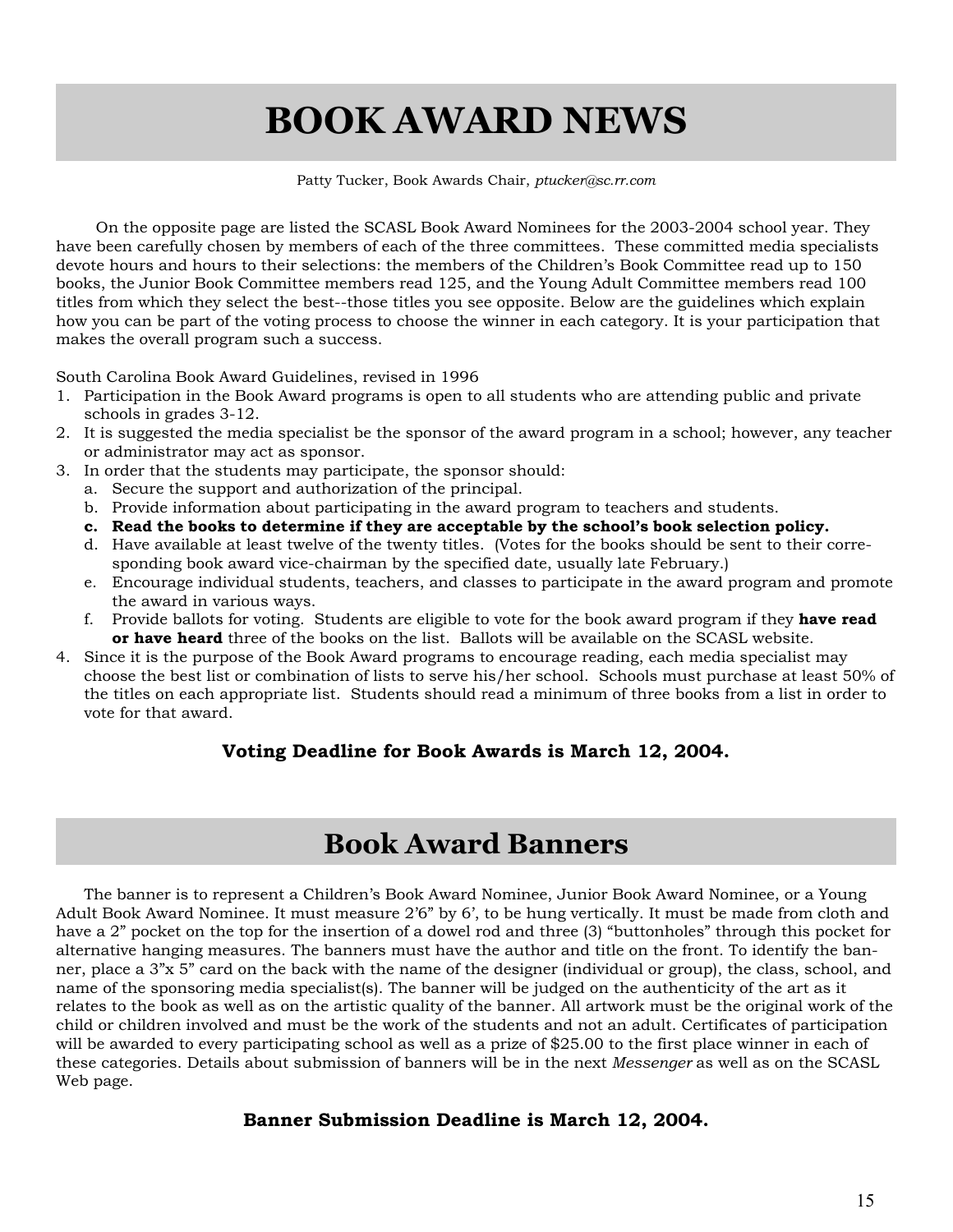# BOOK AWARD NEWS

Patty Tucker, Book Awards Chair, *ptucker@sc.rr.com*

On the opposite page are listed the SCASL Book Award Nominees for the 2003-2004 school year. They have been carefully chosen by members of each of the three committees. These committed media specialists devote hours and hours to their selections: the members of the Children's Book Committee read up to 150 books, the Junior Book Committee members read 125, and the Young Adult Committee members read 100 titles from which they select the best--those titles you see opposite. Below are the guidelines which explain how you can be part of the voting process to choose the winner in each category. It is your participation that makes the overall program such a success.

South Carolina Book Award Guidelines, revised in 1996

1. Participation in the Book Award programs is open to all students who are attending public and private schools in grades 3-12.
2. It is suggested the media specialist be the sponsor of the award program in a school; however, any teacher or administrator may act as sponsor.
3. In order that the students may participate, the sponsor should:
   a. Secure the support and authorization of the principal.
   b. Provide information about participating in the award program to teachers and students.
   c. **Read the books to determine if they are acceptable by the school's book selection policy.**
   d. Have available at least twelve of the twenty titles. (Votes for the books should be sent to their corresponding book award vice-chairman by the specified date, usually late February.)
   e. Encourage individual students, teachers, and classes to participate in the award program and promote the award in various ways.
   f. Provide ballots for voting. Students are eligible to vote for the book award program if they **have read or have heard** three of the books on the list. Ballots will be available on the SCASL website.
4. Since it is the purpose of the Book Award programs to encourage reading, each media specialist may choose the best list or combination of lists to serve his/her school. Schools must purchase at least 50% of the titles on each appropriate list. Students should read a minimum of three books from a list in order to vote for that award.

**Voting Deadline for Book Awards is March 12, 2004.**

# Book Award Banners

The banner is to represent a Children's Book Award Nominee, Junior Book Award Nominee, or a Young Adult Book Award Nominee. It must measure 2'6" by 6', to be hung vertically. It must be made from cloth and have a 2" pocket on the top for the insertion of a dowel rod and three (3) "buttonholes" through this pocket for alternative hanging measures. The banners must have the author and title on the front. To identify the banner, place a 3"x 5" card on the back with the name of the designer (individual or group), the class, school, and name of the sponsoring media specialist(s). The banner will be judged on the authenticity of the art as it relates to the book as well as on the artistic quality of the banner. All artwork must be the original work of the child or children involved and must be the work of the students and not an adult. Certificates of participation will be awarded to every participating school as well as a prize of $25.00 to the first place winner in each of these categories. Details about submission of banners will be in the next *Messenger* as well as on the SCASL Web page.

**Banner Submission Deadline is March 12, 2004.**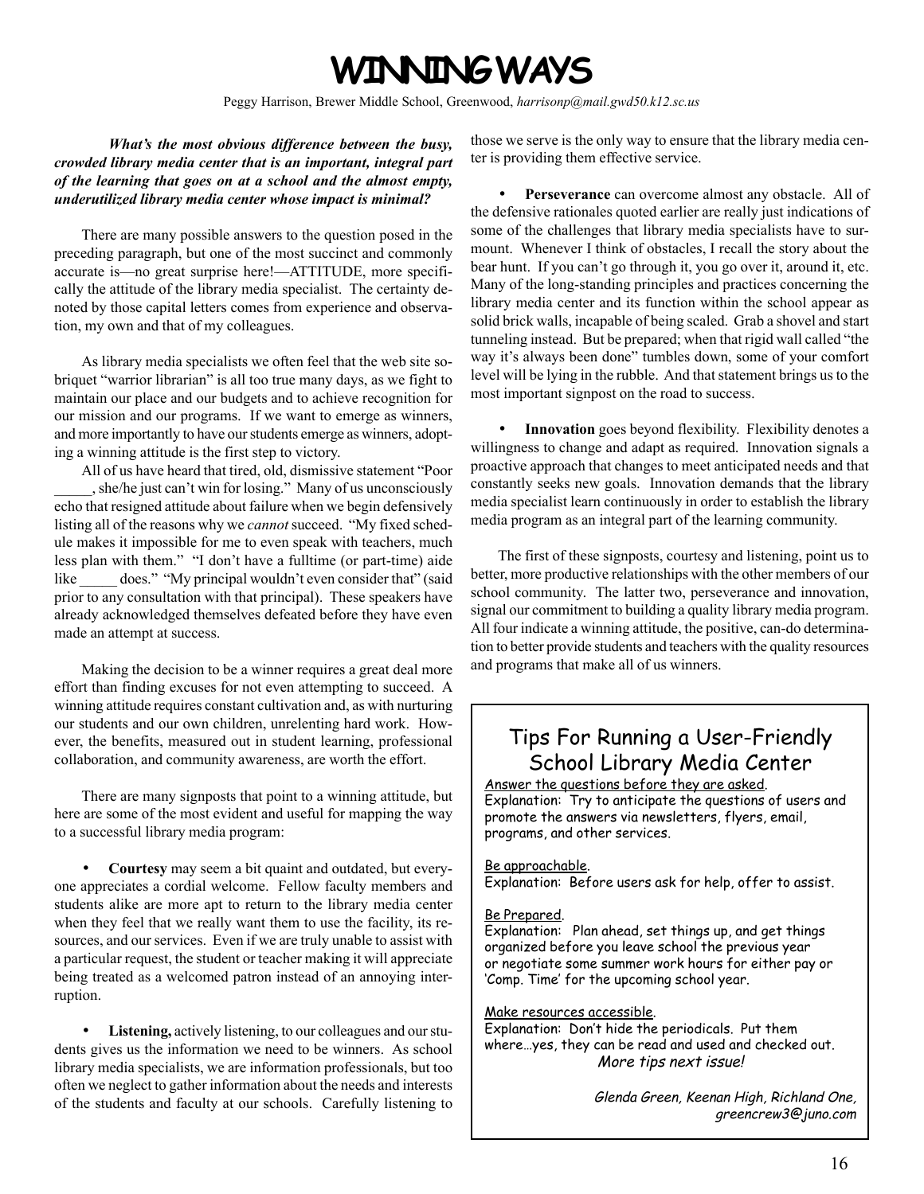# WINNING WAYS

Peggy Harrison, Brewer Middle School, Greenwood, *harrisonp@mail.gwd50.k12.sc.us*

***What's the most obvious difference between the busy, crowded library media center that is an important, integral part of the learning that goes on at a school and the almost empty, underutilized library media center whose impact is minimal?***

There are many possible answers to the question posed in the preceding paragraph, but one of the most succinct and commonly accurate is—no great surprise here!—ATTITUDE, more specifically the attitude of the library media specialist. The certainty denoted by those capital letters comes from experience and observation, my own and that of my colleagues.

As library media specialists we often feel that the web site sobriquet "warrior librarian" is all too true many days, as we fight to maintain our place and our budgets and to achieve recognition for our mission and our programs. If we want to emerge as winners, and more importantly to have our students emerge as winners, adopting a winning attitude is the first step to victory.

All of us have heard that tired, old, dismissive statement "Poor _____, she/he just can't win for losing." Many of us unconsciously echo that resigned attitude about failure when we begin defensively listing all of the reasons why we *cannot* succeed. "My fixed schedule makes it impossible for me to even speak with teachers, much less plan with them." "I don't have a fulltime (or part-time) aide like _____ does." "My principal wouldn't even consider that" (said prior to any consultation with that principal). These speakers have already acknowledged themselves defeated before they have even made an attempt at success.

Making the decision to be a winner requires a great deal more effort than finding excuses for not even attempting to succeed. A winning attitude requires constant cultivation and, as with nurturing our students and our own children, unrelenting hard work. However, the benefits, measured out in student learning, professional collaboration, and community awareness, are worth the effort.

There are many signposts that point to a winning attitude, but here are some of the most evident and useful for mapping the way to a successful library media program:

- **Courtesy** may seem a bit quaint and outdated, but everyone appreciates a cordial welcome. Fellow faculty members and students alike are more apt to return to the library media center when they feel that we really want them to use the facility, its resources, and our services. Even if we are truly unable to assist with a particular request, the student or teacher making it will appreciate being treated as a welcomed patron instead of an annoying interruption.

- **Listening,** actively listening, to our colleagues and our students gives us the information we need to be winners. As school library media specialists, we are information professionals, but too often we neglect to gather information about the needs and interests of the students and faculty at our schools. Carefully listening to those we serve is the only way to ensure that the library media center is providing them effective service.

- **Perseverance** can overcome almost any obstacle. All of the defensive rationales quoted earlier are really just indications of some of the challenges that library media specialists have to surmount. Whenever I think of obstacles, I recall the story about the bear hunt. If you can't go through it, you go over it, around it, etc. Many of the long-standing principles and practices concerning the library media center and its function within the school appear as solid brick walls, incapable of being scaled. Grab a shovel and start tunneling instead. But be prepared; when that rigid wall called "the way it's always been done" tumbles down, some of your comfort level will be lying in the rubble. And that statement brings us to the most important signpost on the road to success.

- **Innovation** goes beyond flexibility. Flexibility denotes a willingness to change and adapt as required. Innovation signals a proactive approach that changes to meet anticipated needs and that constantly seeks new goals. Innovation demands that the library media specialist learn continuously in order to establish the library media program as an integral part of the learning community.

The first of these signposts, courtesy and listening, point us to better, more productive relationships with the other members of our school community. The latter two, perseverance and innovation, signal our commitment to building a quality library media program. All four indicate a winning attitude, the positive, can-do determination to better provide students and teachers with the quality resources and programs that make all of us winners.

## Tips For Running a User-Friendly School Library Media Center

Answer the questions before they are asked.
Explanation: Try to anticipate the questions of users and promote the answers via newsletters, flyers, email, programs, and other services.

Be approachable.
Explanation: Before users ask for help, offer to assist.

Be Prepared.
Explanation: Plan ahead, set things up, and get things organized before you leave school the previous year or negotiate some summer work hours for either pay or 'Comp. Time' for the upcoming school year.

Make resources accessible.
Explanation: Don't hide the periodicals. Put them where…yes, they can be read and used and checked out.

*More tips next issue!*

*Glenda Green, Keenan High, Richland One, greencrew3@juno.com*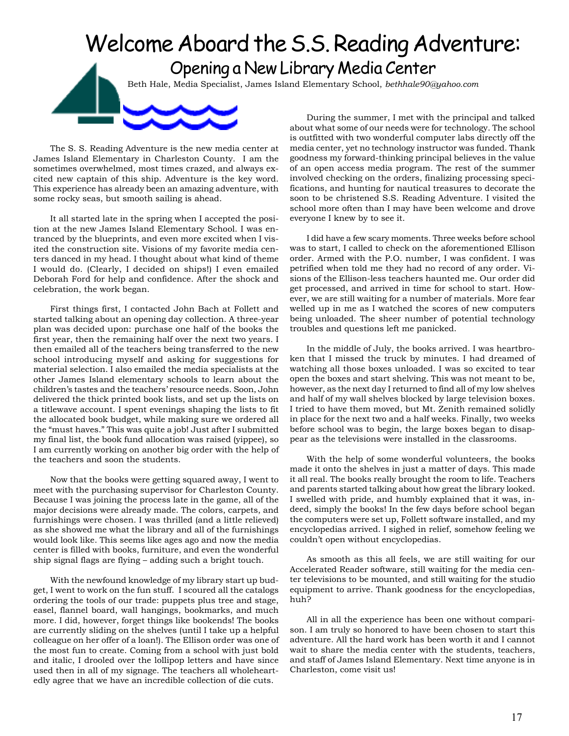# Welcome Aboard the S.S. Reading Adventure:

## Opening a New Library Media Center

Beth Hale, Media Specialist, James Island Elementary School, *bethhale90@yahoo.com*

The S. S. Reading Adventure is the new media center at James Island Elementary in Charleston County. I am the sometimes overwhelmed, most times crazed, and always excited new captain of this ship. Adventure is the key word. This experience has already been an amazing adventure, with some rocky seas, but smooth sailing is ahead.

It all started late in the spring when I accepted the position at the new James Island Elementary School. I was entranced by the blueprints, and even more excited when I visited the construction site. Visions of my favorite media centers danced in my head. I thought about what kind of theme I would do. (Clearly, I decided on ships!) I even emailed Deborah Ford for help and confidence. After the shock and celebration, the work began.

First things first, I contacted John Bach at Follett and started talking about an opening day collection. A three-year plan was decided upon: purchase one half of the books the first year, then the remaining half over the next two years. I then emailed all of the teachers being transferred to the new school introducing myself and asking for suggestions for material selection. I also emailed the media specialists at the other James Island elementary schools to learn about the children's tastes and the teachers' resource needs. Soon, John delivered the thick printed book lists, and set up the lists on a titlewave account. I spent evenings shaping the lists to fit the allocated book budget, while making sure we ordered all the "must haves." This was quite a job! Just after I submitted my final list, the book fund allocation was raised (yippee), so I am currently working on another big order with the help of the teachers and soon the students.

Now that the books were getting squared away, I went to meet with the purchasing supervisor for Charleston County. Because I was joining the process late in the game, all of the major decisions were already made. The colors, carpets, and furnishings were chosen. I was thrilled (and a little relieved) as she showed me what the library and all of the furnishings would look like. This seems like ages ago and now the media center is filled with books, furniture, and even the wonderful ship signal flags are flying – adding such a bright touch.

With the newfound knowledge of my library start up budget, I went to work on the fun stuff. I scoured all the catalogs ordering the tools of our trade: puppets plus tree and stage, easel, flannel board, wall hangings, bookmarks, and much more. I did, however, forget things like bookends! The books are currently sliding on the shelves (until I take up a helpful colleague on her offer of a loan!). The Ellison order was one of the most fun to create. Coming from a school with just bold and italic, I drooled over the lollipop letters and have since used then in all of my signage. The teachers all wholeheartedly agree that we have an incredible collection of die cuts.

During the summer, I met with the principal and talked about what some of our needs were for technology. The school is outfitted with two wonderful computer labs directly off the media center, yet no technology instructor was funded. Thank goodness my forward-thinking principal believes in the value of an open access media program. The rest of the summer involved checking on the orders, finalizing processing specifications, and hunting for nautical treasures to decorate the soon to be christened S.S. Reading Adventure. I visited the school more often than I may have been welcome and drove everyone I knew by to see it.

I did have a few scary moments. Three weeks before school was to start, I called to check on the aforementioned Ellison order. Armed with the P.O. number, I was confident. I was petrified when told me they had no record of any order. Visions of the Ellison-less teachers haunted me. Our order did get processed, and arrived in time for school to start. However, we are still waiting for a number of materials. More fear welled up in me as I watched the scores of new computers being unloaded. The sheer number of potential technology troubles and questions left me panicked.

In the middle of July, the books arrived. I was heartbroken that I missed the truck by minutes. I had dreamed of watching all those boxes unloaded. I was so excited to tear open the boxes and start shelving. This was not meant to be, however, as the next day I returned to find all of my low shelves and half of my wall shelves blocked by large television boxes. I tried to have them moved, but Mt. Zenith remained solidly in place for the next two and a half weeks. Finally, two weeks before school was to begin, the large boxes began to disappear as the televisions were installed in the classrooms.

With the help of some wonderful volunteers, the books made it onto the shelves in just a matter of days. This made it all real. The books really brought the room to life. Teachers and parents started talking about how great the library looked. I swelled with pride, and humbly explained that it was, indeed, simply the books! In the few days before school began the computers were set up, Follett software installed, and my encyclopedias arrived. I sighed in relief, somehow feeling we couldn't open without encyclopedias.

As smooth as this all feels, we are still waiting for our Accelerated Reader software, still waiting for the media center televisions to be mounted, and still waiting for the studio equipment to arrive. Thank goodness for the encyclopedias, huh?

All in all the experience has been one without comparison. I am truly so honored to have been chosen to start this adventure. All the hard work has been worth it and I cannot wait to share the media center with the students, teachers, and staff of James Island Elementary. Next time anyone is in Charleston, come visit us!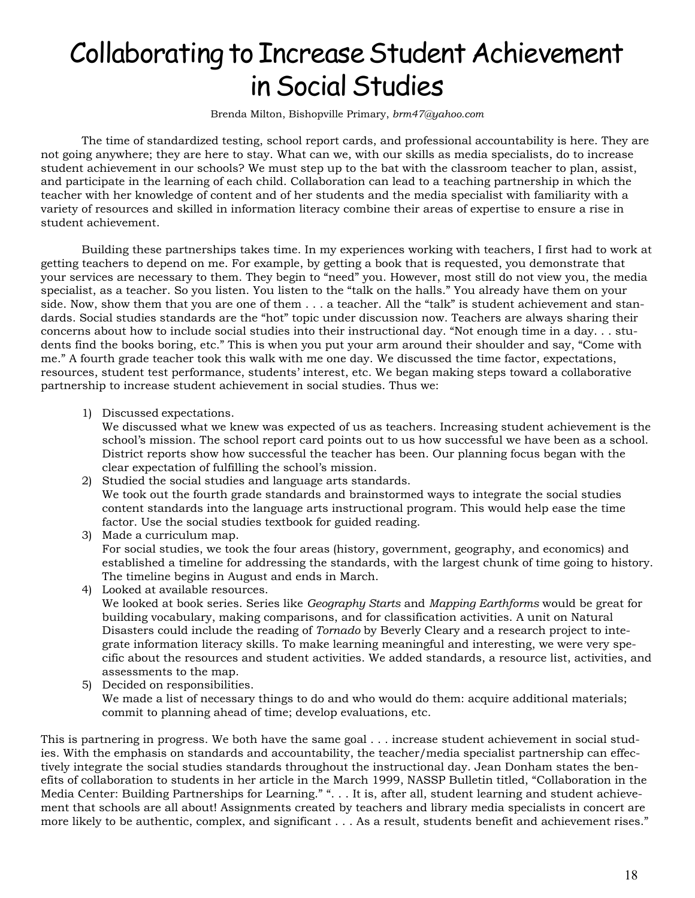# Collaborating to Increase Student Achievement in Social Studies

Brenda Milton, Bishopville Primary, *brm47@yahoo.com*

The time of standardized testing, school report cards, and professional accountability is here. They are not going anywhere; they are here to stay. What can we, with our skills as media specialists, do to increase student achievement in our schools? We must step up to the bat with the classroom teacher to plan, assist, and participate in the learning of each child. Collaboration can lead to a teaching partnership in which the teacher with her knowledge of content and of her students and the media specialist with familiarity with a variety of resources and skilled in information literacy combine their areas of expertise to ensure a rise in student achievement.

Building these partnerships takes time. In my experiences working with teachers, I first had to work at getting teachers to depend on me. For example, by getting a book that is requested, you demonstrate that your services are necessary to them. They begin to "need" you. However, most still do not view you, the media specialist, as a teacher. So you listen. You listen to the "talk on the halls." You already have them on your side. Now, show them that you are one of them . . . a teacher. All the "talk" is student achievement and standards. Social studies standards are the "hot" topic under discussion now. Teachers are always sharing their concerns about how to include social studies into their instructional day. "Not enough time in a day. . . students find the books boring, etc." This is when you put your arm around their shoulder and say, "Come with me." A fourth grade teacher took this walk with me one day. We discussed the time factor, expectations, resources, student test performance, students' interest, etc. We began making steps toward a collaborative partnership to increase student achievement in social studies. Thus we:

1) Discussed expectations.
   We discussed what we knew was expected of us as teachers. Increasing student achievement is the school's mission. The school report card points out to us how successful we have been as a school. District reports show how successful the teacher has been. Our planning focus began with the clear expectation of fulfilling the school's mission.
2) Studied the social studies and language arts standards.
   We took out the fourth grade standards and brainstormed ways to integrate the social studies content standards into the language arts instructional program. This would help ease the time factor. Use the social studies textbook for guided reading.
3) Made a curriculum map.
   For social studies, we took the four areas (history, government, geography, and economics) and established a timeline for addressing the standards, with the largest chunk of time going to history. The timeline begins in August and ends in March.
4) Looked at available resources.
   We looked at book series. Series like *Geography Starts* and *Mapping Earthforms* would be great for building vocabulary, making comparisons, and for classification activities. A unit on Natural Disasters could include the reading of *Tornado* by Beverly Cleary and a research project to integrate information literacy skills. To make learning meaningful and interesting, we were very specific about the resources and student activities. We added standards, a resource list, activities, and assessments to the map.
5) Decided on responsibilities.
   We made a list of necessary things to do and who would do them: acquire additional materials; commit to planning ahead of time; develop evaluations, etc.

This is partnering in progress. We both have the same goal . . . increase student achievement in social studies. With the emphasis on standards and accountability, the teacher/media specialist partnership can effectively integrate the social studies standards throughout the instructional day. Jean Donham states the benefits of collaboration to students in her article in the March 1999, NASSP Bulletin titled, "Collaboration in the Media Center: Building Partnerships for Learning." ". . . It is, after all, student learning and student achievement that schools are all about! Assignments created by teachers and library media specialists in concert are more likely to be authentic, complex, and significant . . . As a result, students benefit and achievement rises."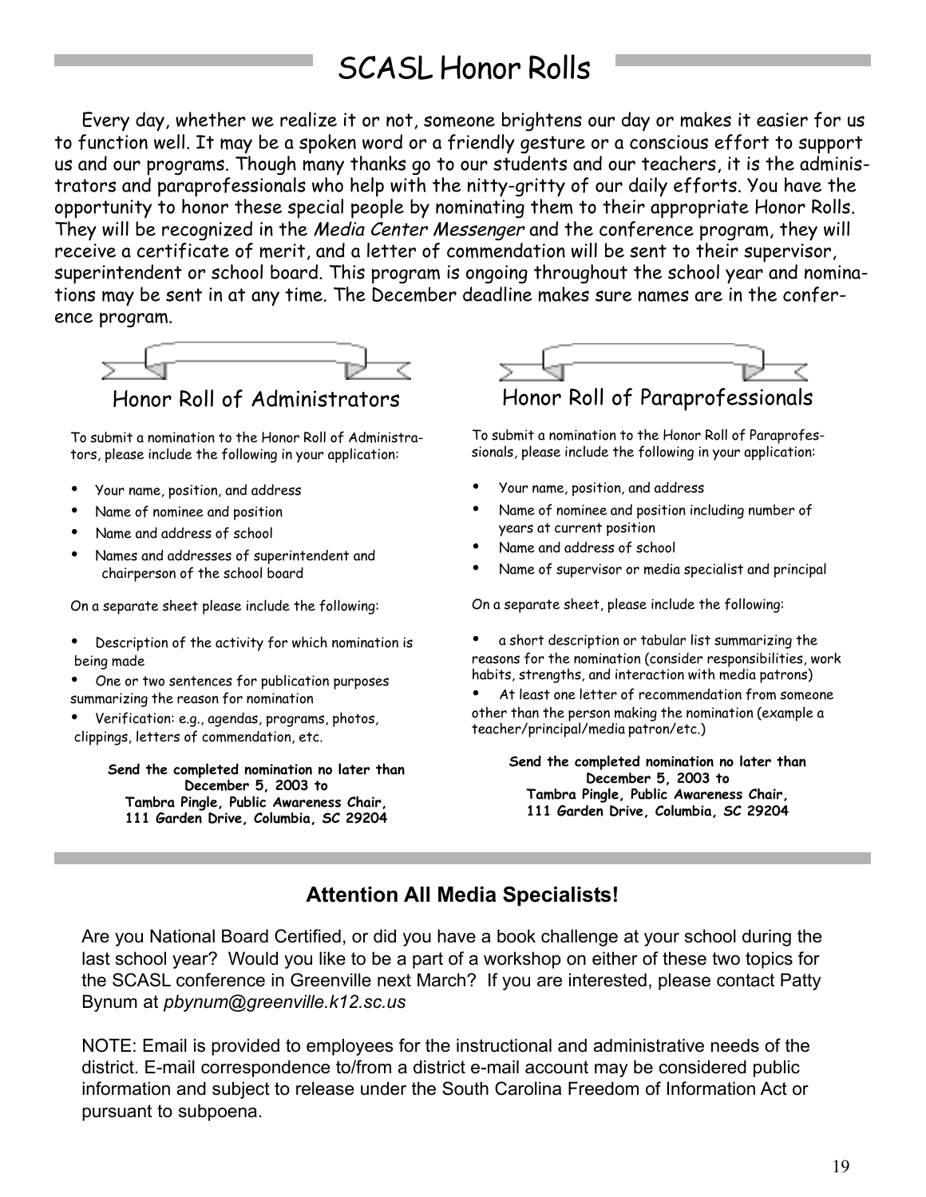# SCASL Honor Rolls

Every day, whether we realize it or not, someone brightens our day or makes it easier for us to function well. It may be a spoken word or a friendly gesture or a conscious effort to support us and our programs. Though many thanks go to our students and our teachers, it is the administrators and paraprofessionals who help with the nitty-gritty of our daily efforts. You have the opportunity to honor these special people by nominating them to their appropriate Honor Rolls. They will be recognized in the *Media Center Messenger* and the conference program, they will receive a certificate of merit, and a letter of commendation will be sent to their supervisor, superintendent or school board. This program is ongoing throughout the school year and nominations may be sent in at any time. The December deadline makes sure names are in the conference program.

## Honor Roll of Administrators

To submit a nomination to the Honor Roll of Administrators, please include the following in your application:

- Your name, position, and address
- Name of nominee and position
- Name and address of school
- Names and addresses of superintendent and chairperson of the school board

On a separate sheet please include the following:

- Description of the activity for which nomination is being made
- One or two sentences for publication purposes summarizing the reason for nomination
- Verification: e.g., agendas, programs, photos, clippings, letters of commendation, etc.

**Send the completed nomination no later than December 5, 2003 to**
**Tambra Pingle, Public Awareness Chair,**
**111 Garden Drive, Columbia, SC 29204**

## Honor Roll of Paraprofessionals

To submit a nomination to the Honor Roll of Paraprofessionals, please include the following in your application:

- Your name, position, and address
- Name of nominee and position including number of years at current position
- Name and address of school
- Name of supervisor or media specialist and principal

On a separate sheet, please include the following:

- a short description or tabular list summarizing the reasons for the nomination (consider responsibilities, work habits, strengths, and interaction with media patrons)
- At least one letter of recommendation from someone other than the person making the nomination (example a teacher/principal/media patron/etc.)

**Send the completed nomination no later than December 5, 2003 to**
**Tambra Pingle, Public Awareness Chair,**
**111 Garden Drive, Columbia, SC 29204**

## Attention All Media Specialists!

Are you National Board Certified, or did you have a book challenge at your school during the last school year? Would you like to be a part of a workshop on either of these two topics for the SCASL conference in Greenville next March? If you are interested, please contact Patty Bynum at *pbynum@greenville.k12.sc.us*

NOTE: Email is provided to employees for the instructional and administrative needs of the district. E-mail correspondence to/from a district e-mail account may be considered public information and subject to release under the South Carolina Freedom of Information Act or pursuant to subpoena.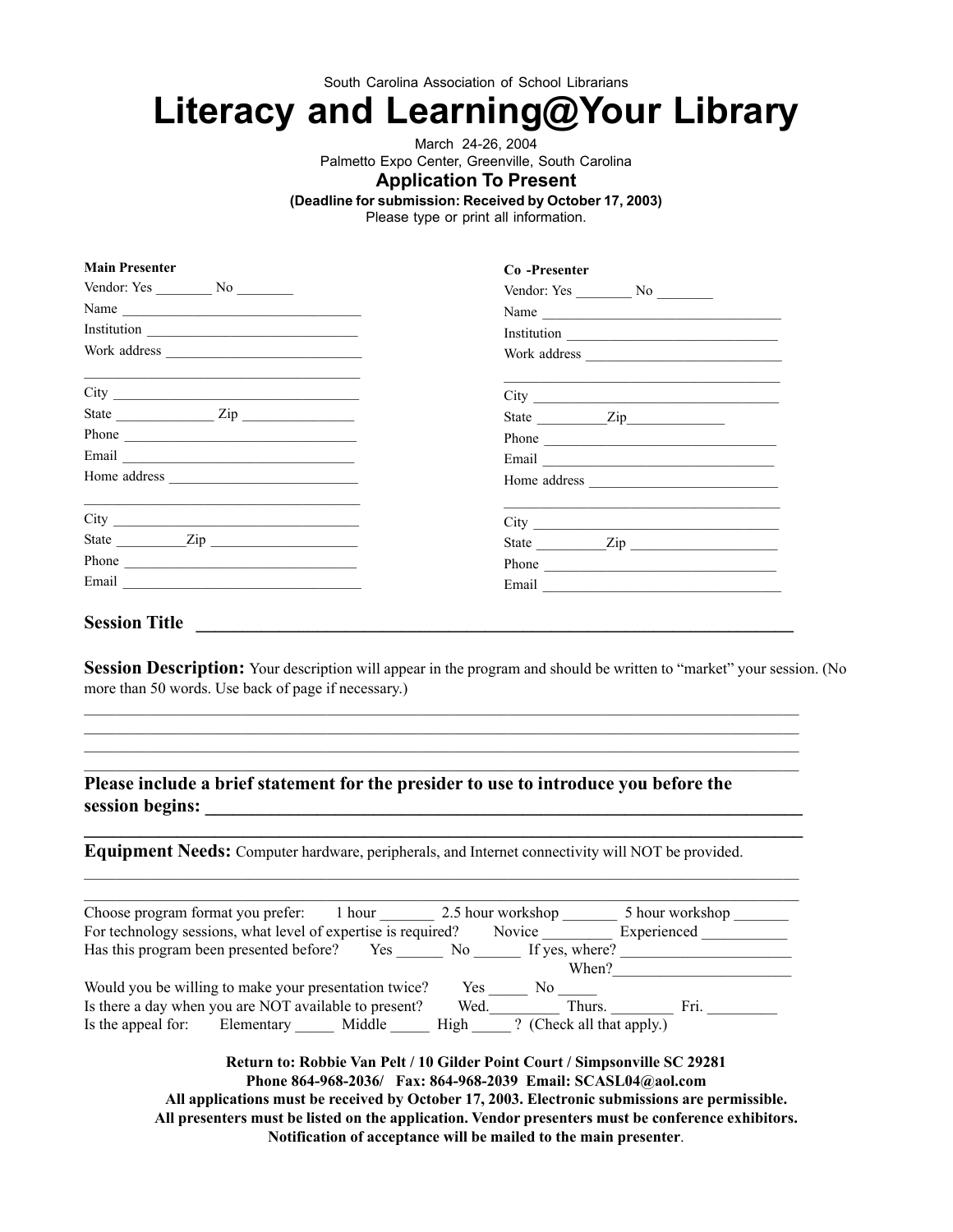South Carolina Association of School Librarians

# Literacy and Learning@Your Library

March 24-26, 2004
Palmetto Expo Center, Greenville, South Carolina

## Application To Present

**(Deadline for submission: Received by October 17, 2003)**
Please type or print all information.

**Main Presenter**

Vendor: Yes ________ No ________
Name __________________________________
Institution ______________________________
Work address ____________________________
________________________________________
City ____________________________________
State ______________ Zip ________________
Phone __________________________________
Email ___________________________________
Home address ____________________________
________________________________________
City ____________________________________
State __________Zip _____________________
Phone __________________________________
Email ___________________________________

**Co -Presenter**

Vendor: Yes ________ No ________
Name __________________________________
Institution ______________________________
Work address ____________________________
________________________________________
City ____________________________________
State __________Zip______________
Phone __________________________________
Email ___________________________________
Home address ____________________________
________________________________________
City ____________________________________
State __________Zip _____________________
Phone __________________________________
Email ___________________________________

**Session Title** ______________________________________________________________

**Session Description:** Your description will appear in the program and should be written to "market" your session. (No more than 50 words. Use back of page if necessary.)

________________________________________________________________________________
________________________________________________________________________________
________________________________________________________________________________
________________________________________________________________________________

**Please include a brief statement for the presider to use to introduce you before the session begins:** ______________________________________________________________
________________________________________________________________________________

**Equipment Needs:** Computer hardware, peripherals, and Internet connectivity will NOT be provided.

________________________________________________________________________________
________________________________________________________________________________

Choose program format you prefer: 1 hour _______ 2.5 hour workshop _______ 5 hour workshop _______
For technology sessions, what level of expertise is required? Novice _________ Experienced ___________
Has this program been presented before? Yes ______ No ______ If yes, where? ______________________
When?_______________________
Would you be willing to make your presentation twice? Yes _____ No _____
Is there a day when you are NOT available to present? Wed._________ Thurs. ________ Fri. _________
Is the appeal for: Elementary _____ Middle _____ High _____ ? (Check all that apply.)

**Return to: Robbie Van Pelt / 10 Gilder Point Court / Simpsonville SC 29281**
**Phone 864-968-2036/ Fax: 864-968-2039 Email: SCASL04@aol.com**
**All applications must be received by October 17, 2003. Electronic submissions are permissible.**
**All presenters must be listed on the application. Vendor presenters must be conference exhibitors.**
**Notification of acceptance will be mailed to the main presenter**.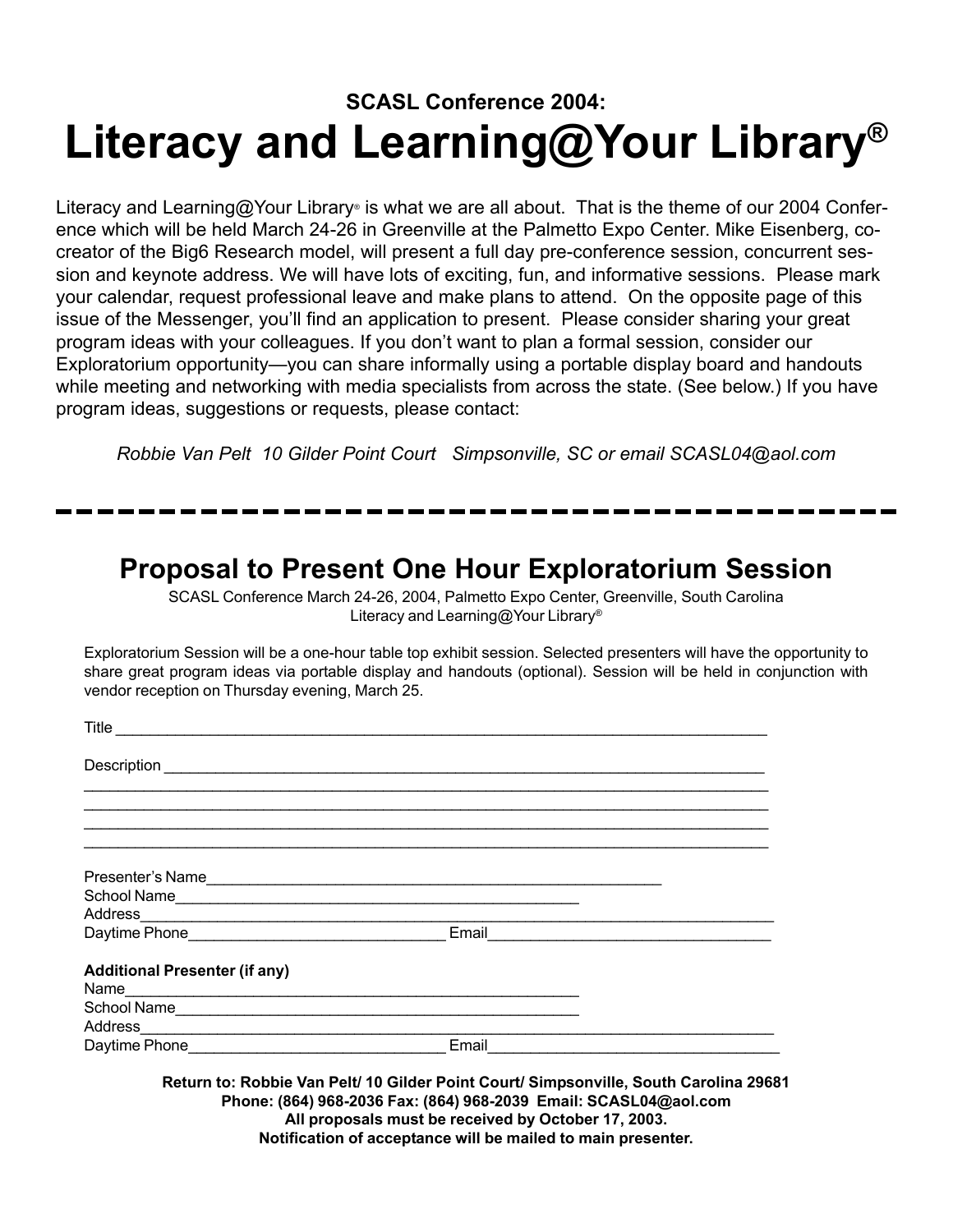**SCASL Conference 2004:**

# Literacy and Learning@Your Library®

Literacy and Learning@Your Library® is what we are all about. That is the theme of our 2004 Conference which will be held March 24-26 in Greenville at the Palmetto Expo Center. Mike Eisenberg, co-creator of the Big6 Research model, will present a full day pre-conference session, concurrent session and keynote address. We will have lots of exciting, fun, and informative sessions. Please mark your calendar, request professional leave and make plans to attend. On the opposite page of this issue of the Messenger, you'll find an application to present. Please consider sharing your great program ideas with your colleagues. If you don't want to plan a formal session, consider our Exploratorium opportunity—you can share informally using a portable display board and handouts while meeting and networking with media specialists from across the state. (See below.) If you have program ideas, suggestions or requests, please contact:

*Robbie Van Pelt 10 Gilder Point Court Simpsonville, SC or email SCASL04@aol.com*

---

## Proposal to Present One Hour Exploratorium Session

SCASL Conference March 24-26, 2004, Palmetto Expo Center, Greenville, South Carolina
Literacy and Learning@Your Library®

Exploratorium Session will be a one-hour table top exhibit session. Selected presenters will have the opportunity to share great program ideas via portable display and handouts (optional). Session will be held in conjunction with vendor reception on Thursday evening, March 25.

Title ______________________________________________________________________

Description ________________________________________________________________
____________________________________________________________________________
____________________________________________________________________________
____________________________________________________________________________
____________________________________________________________________________

Presenter's Name____________________________________________________
School Name_______________________________________________
Address______________________________________________________________________
Daytime Phone____________________________ Email_______________________________

**Additional Presenter (if any)**
Name____________________________________________________
School Name_______________________________________________
Address______________________________________________________________________
Daytime Phone____________________________ Email_______________________________

**Return to: Robbie Van Pelt/ 10 Gilder Point Court/ Simpsonville, South Carolina 29681**
**Phone: (864) 968-2036 Fax: (864) 968-2039 Email: SCASL04@aol.com**
**All proposals must be received by October 17, 2003.**
**Notification of acceptance will be mailed to main presenter.**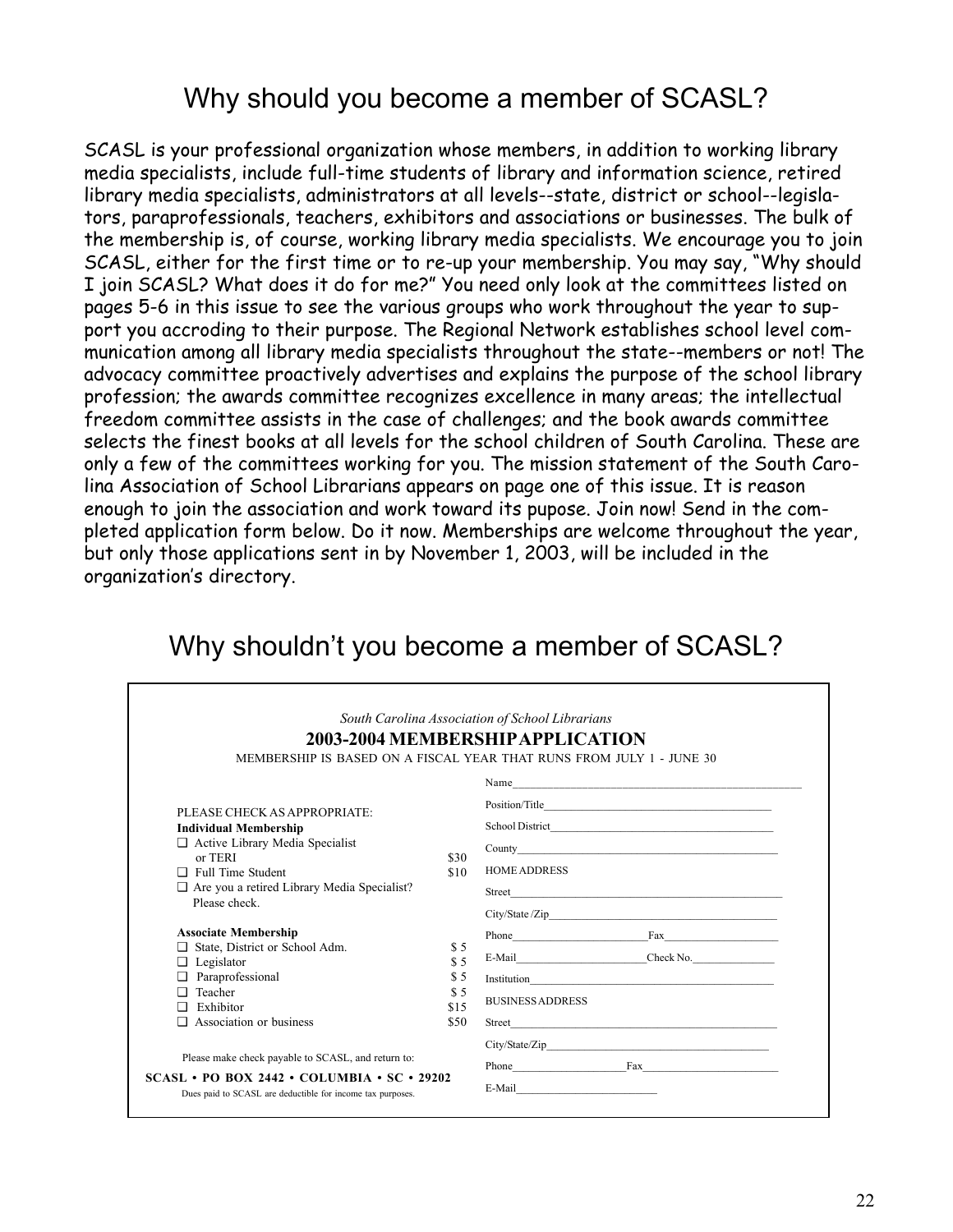# Why should you become a member of SCASL?

SCASL is your professional organization whose members, in addition to working library media specialists, include full-time students of library and information science, retired library media specialists, administrators at all levels--state, district or school--legislators, paraprofessionals, teachers, exhibitors and associations or businesses. The bulk of the membership is, of course, working library media specialists. We encourage you to join SCASL, either for the first time or to re-up your membership. You may say, "Why should I join SCASL? What does it do for me?" You need only look at the committees listed on pages 5-6 in this issue to see the various groups who work throughout the year to support you accroding to their purpose. The Regional Network establishes school level communication among all library media specialists throughout the state--members or not! The advocacy committee proactively advertises and explains the purpose of the school library profession; the awards committee recognizes excellence in many areas; the intellectual freedom committee assists in the case of challenges; and the book awards committee selects the finest books at all levels for the school children of South Carolina. These are only a few of the committees working for you. The mission statement of the South Carolina Association of School Librarians appears on page one of this issue. It is reason enough to join the association and work toward its pupose. Join now! Send in the completed application form below. Do it now. Memberships are welcome throughout the year, but only those applications sent in by November 1, 2003, will be included in the organization's directory.

# Why shouldn't you become a member of SCASL?

*South Carolina Association of School Librarians*

**2003-2004 MEMBERSHIP APPLICATION**

MEMBERSHIP IS BASED ON A FISCAL YEAR THAT RUNS FROM JULY 1 - JUNE 30

PLEASE CHECK AS APPROPRIATE:

**Individual Membership**

- ❑ Active Library Media Specialist or TERI — $30
- ❑ Full Time Student — $10
- ❑ Are you a retired Library Media Specialist? Please check.

**Associate Membership**

- ❑ State, District or School Adm. — $ 5
- ❑ Legislator — $ 5
- ❑ Paraprofessional — $ 5
- ❑ Teacher — $ 5
- ❑ Exhibitor — $15
- ❑ Association or business — $50

Please make check payable to SCASL, and return to:

**SCASL • PO BOX 2442 • COLUMBIA • SC • 29202**

Dues paid to SCASL are deductible for income tax purposes.

Name\_\_\_\_\_\_\_\_\_\_\_\_\_\_\_\_\_\_\_\_

Position/Title\_\_\_\_\_\_\_\_\_\_\_\_\_\_\_\_\_\_\_\_

School District\_\_\_\_\_\_\_\_\_\_\_\_\_\_\_\_\_\_\_\_

County\_\_\_\_\_\_\_\_\_\_\_\_\_\_\_\_\_\_\_\_

HOME ADDRESS

Street\_\_\_\_\_\_\_\_\_\_\_\_\_\_\_\_\_\_\_\_

City/State /Zip\_\_\_\_\_\_\_\_\_\_\_\_\_\_\_\_\_\_\_\_

Phone\_\_\_\_\_\_\_\_\_\_ Fax\_\_\_\_\_\_\_\_\_\_

E-Mail\_\_\_\_\_\_\_\_\_\_ Check No.\_\_\_\_\_\_\_\_\_\_

Institution\_\_\_\_\_\_\_\_\_\_\_\_\_\_\_\_\_\_\_\_

BUSINESS ADDRESS

Street\_\_\_\_\_\_\_\_\_\_\_\_\_\_\_\_\_\_\_\_

City/State/Zip\_\_\_\_\_\_\_\_\_\_\_\_\_\_\_\_\_\_\_\_

Phone\_\_\_\_\_\_\_\_\_\_ Fax\_\_\_\_\_\_\_\_\_\_

E-Mail\_\_\_\_\_\_\_\_\_\_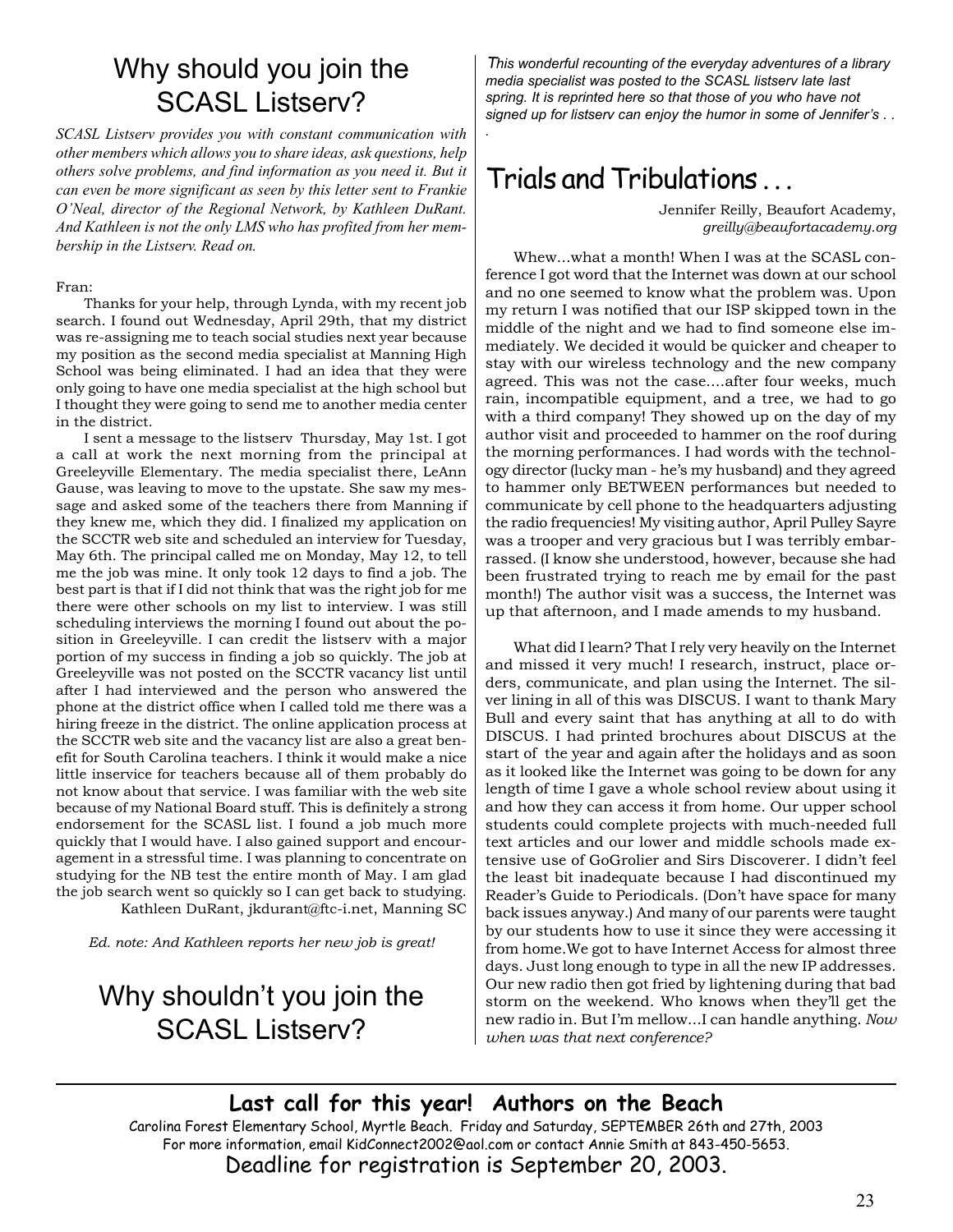## Why should you join the SCASL Listserv?

*SCASL Listserv provides you with constant communication with other members which allows you to share ideas, ask questions, help others solve problems, and find information as you need it. But it can even be more significant as seen by this letter sent to Frankie O'Neal, director of the Regional Network, by Kathleen DuRant. And Kathleen is not the only LMS who has profited from her membership in the Listserv. Read on.*

Fran:

Thanks for your help, through Lynda, with my recent job search. I found out Wednesday, April 29th, that my district was re-assigning me to teach social studies next year because my position as the second media specialist at Manning High School was being eliminated. I had an idea that they were only going to have one media specialist at the high school but I thought they were going to send me to another media center in the district.

I sent a message to the listserv Thursday, May 1st. I got a call at work the next morning from the principal at Greeleyville Elementary. The media specialist there, LeAnn Gause, was leaving to move to the upstate. She saw my message and asked some of the teachers there from Manning if they knew me, which they did. I finalized my application on the SCCTR web site and scheduled an interview for Tuesday, May 6th. The principal called me on Monday, May 12, to tell me the job was mine. It only took 12 days to find a job. The best part is that if I did not think that was the right job for me there were other schools on my list to interview. I was still scheduling interviews the morning I found out about the position in Greeleyville. I can credit the listserv with a major portion of my success in finding a job so quickly. The job at Greeleyville was not posted on the SCCTR vacancy list until after I had interviewed and the person who answered the phone at the district office when I called told me there was a hiring freeze in the district. The online application process at the SCCTR web site and the vacancy list are also a great benefit for South Carolina teachers. I think it would make a nice little inservice for teachers because all of them probably do not know about that service. I was familiar with the web site because of my National Board stuff. This is definitely a strong endorsement for the SCASL list. I found a job much more quickly that I would have. I also gained support and encouragement in a stressful time. I was planning to concentrate on studying for the NB test the entire month of May. I am glad the job search went so quickly so I can get back to studying.

Kathleen DuRant, jkdurant@ftc-i.net, Manning SC

*Ed. note: And Kathleen reports her new job is great!*

## Why shouldn't you join the SCASL Listserv?

*This wonderful recounting of the everyday adventures of a library media specialist was posted to the SCASL listserv late last spring. It is reprinted here so that those of you who have not signed up for listserv can enjoy the humor in some of Jennifer's . . .*

## Trials and Tribulations . . .

Jennifer Reilly, Beaufort Academy,
*greilly@beaufortacademy.org*

Whew...what a month! When I was at the SCASL conference I got word that the Internet was down at our school and no one seemed to know what the problem was. Upon my return I was notified that our ISP skipped town in the middle of the night and we had to find someone else immediately. We decided it would be quicker and cheaper to stay with our wireless technology and the new company agreed. This was not the case....after four weeks, much rain, incompatible equipment, and a tree, we had to go with a third company! They showed up on the day of my author visit and proceeded to hammer on the roof during the morning performances. I had words with the technology director (lucky man - he's my husband) and they agreed to hammer only BETWEEN performances but needed to communicate by cell phone to the headquarters adjusting the radio frequencies! My visiting author, April Pulley Sayre was a trooper and very gracious but I was terribly embarrassed. (I know she understood, however, because she had been frustrated trying to reach me by email for the past month!) The author visit was a success, the Internet was up that afternoon, and I made amends to my husband.

What did I learn? That I rely very heavily on the Internet and missed it very much! I research, instruct, place orders, communicate, and plan using the Internet. The silver lining in all of this was DISCUS. I want to thank Mary Bull and every saint that has anything at all to do with DISCUS. I had printed brochures about DISCUS at the start of the year and again after the holidays and as soon as it looked like the Internet was going to be down for any length of time I gave a whole school review about using it and how they can access it from home. Our upper school students could complete projects with much-needed full text articles and our lower and middle schools made extensive use of GoGrolier and Sirs Discoverer. I didn't feel the least bit inadequate because I had discontinued my Reader's Guide to Periodicals. (Don't have space for many back issues anyway.) And many of our parents were taught by our students how to use it since they were accessing it from home.We got to have Internet Access for almost three days. Just long enough to type in all the new IP addresses. Our new radio then got fried by lightening during that bad storm on the weekend. Who knows when they'll get the new radio in. But I'm mellow...I can handle anything. *Now when was that next conference?*

---

**Last call for this year! Authors on the Beach**

Carolina Forest Elementary School, Myrtle Beach. Friday and Saturday, SEPTEMBER 26th and 27th, 2003
For more information, email KidConnect2002@aol.com or contact Annie Smith at 843-450-5653.
Deadline for registration is September 20, 2003.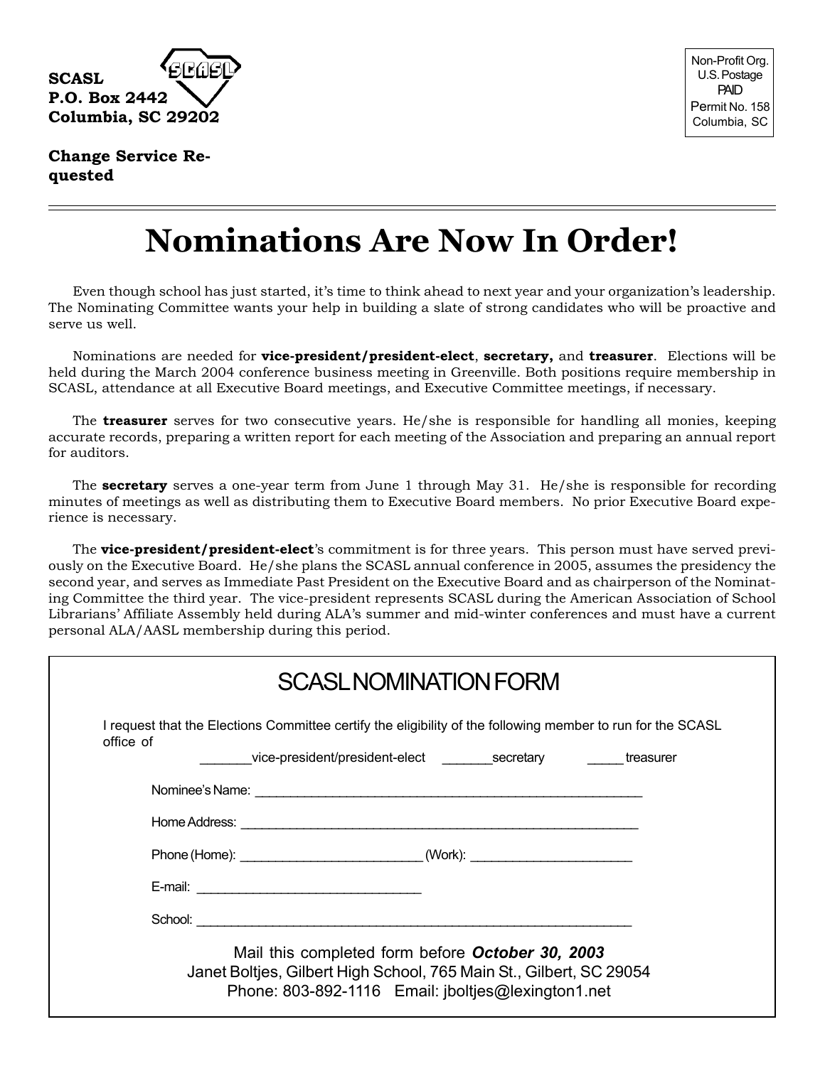**SCASL**
**P.O. Box 2442**
**Columbia, SC 29202**

**Change Service Requested**

Non-Profit Org.
U.S. Postage
PAID
Permit No. 158
Columbia, SC

# Nominations Are Now In Order!

Even though school has just started, it's time to think ahead to next year and your organization's leadership. The Nominating Committee wants your help in building a slate of strong candidates who will be proactive and serve us well.

Nominations are needed for **vice-president/president-elect**, **secretary,** and **treasurer**. Elections will be held during the March 2004 conference business meeting in Greenville. Both positions require membership in SCASL, attendance at all Executive Board meetings, and Executive Committee meetings, if necessary.

The **treasurer** serves for two consecutive years. He/she is responsible for handling all monies, keeping accurate records, preparing a written report for each meeting of the Association and preparing an annual report for auditors.

The **secretary** serves a one-year term from June 1 through May 31. He/she is responsible for recording minutes of meetings as well as distributing them to Executive Board members. No prior Executive Board experience is necessary.

The **vice-president/president-elect**'s commitment is for three years. This person must have served previously on the Executive Board. He/she plans the SCASL annual conference in 2005, assumes the presidency the second year, and serves as Immediate Past President on the Executive Board and as chairperson of the Nominating Committee the third year. The vice-president represents SCASL during the American Association of School Librarians' Affiliate Assembly held during ALA's summer and mid-winter conferences and must have a current personal ALA/AASL membership during this period.

## SCASL NOMINATION FORM

I request that the Elections Committee certify the eligibility of the following member to run for the SCASL office of

_______vice-president/president-elect _______secretary _____ treasurer

Nominee's Name: ________________________________________________________

Home Address: __________________________________________________________

Phone (Home): __________________________ (Work): _______________________

E-mail: ________________________________

School: _______________________________________________________________

Mail this completed form before ***October 30, 2003***
Janet Boltjes, Gilbert High School, 765 Main St., Gilbert, SC 29054
Phone: 803-892-1116 Email: jboltjes@lexington1.net